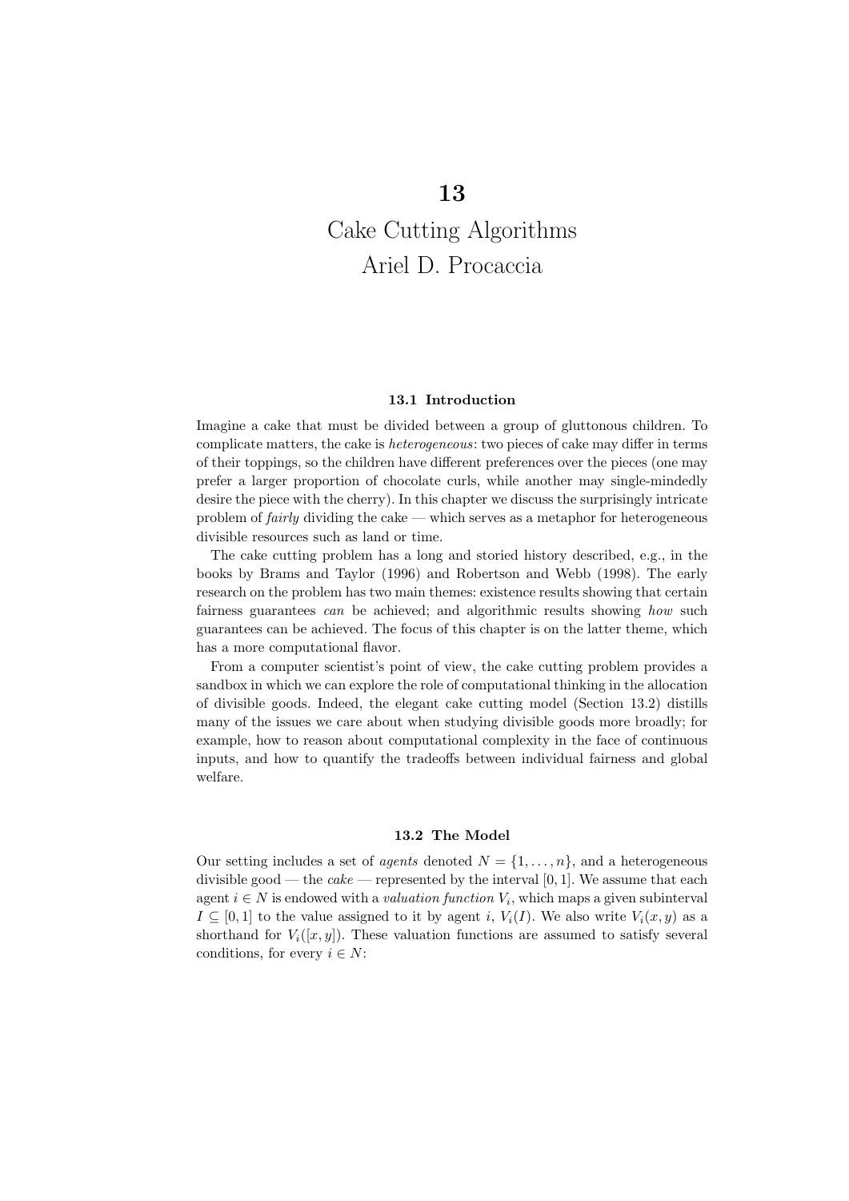# 13

# Cake Cutting Algorithms

# Ariel D. Procaccia

## 13.1 Introduction

Imagine a cake that must be divided between a group of gluttonous children. To complicate matters, the cake is *heterogeneous*: two pieces of cake may differ in terms of their toppings, so the children have different preferences over the pieces (one may prefer a larger proportion of chocolate curls, while another may single-mindedly desire the piece with the cherry). In this chapter we discuss the surprisingly intricate problem of *fairly* dividing the cake — which serves as a metaphor for heterogeneous divisible resources such as land or time.

The cake cutting problem has a long and storied history described, e.g., in the books by Brams and Taylor (1996) and Robertson and Webb (1998). The early research on the problem has two main themes: existence results showing that certain fairness guarantees *can* be achieved; and algorithmic results showing *how* such guarantees can be achieved. The focus of this chapter is on the latter theme, which has a more computational flavor.

From a computer scientist's point of view, the cake cutting problem provides a sandbox in which we can explore the role of computational thinking in the allocation of divisible goods. Indeed, the elegant cake cutting model (Section 13.2) distills many of the issues we care about when studying divisible goods more broadly; for example, how to reason about computational complexity in the face of continuous inputs, and how to quantify the tradeoffs between individual fairness and global welfare.

## 13.2 The Model

Our setting includes a set of *agents* denoted $N = \{1, \ldots, n\}$, and a heterogeneous divisible good — the *cake* — represented by the interval $[0, 1]$. We assume that each agent $i \in N$ is endowed with a *valuation function* $V_i$, which maps a given subinterval $I \subseteq [0, 1]$ to the value assigned to it by agent $i$, $V_i(I)$. We also write $V_i(x, y)$ as a shorthand for $V_i([x, y])$. These valuation functions are assumed to satisfy several conditions, for every $i \in N$: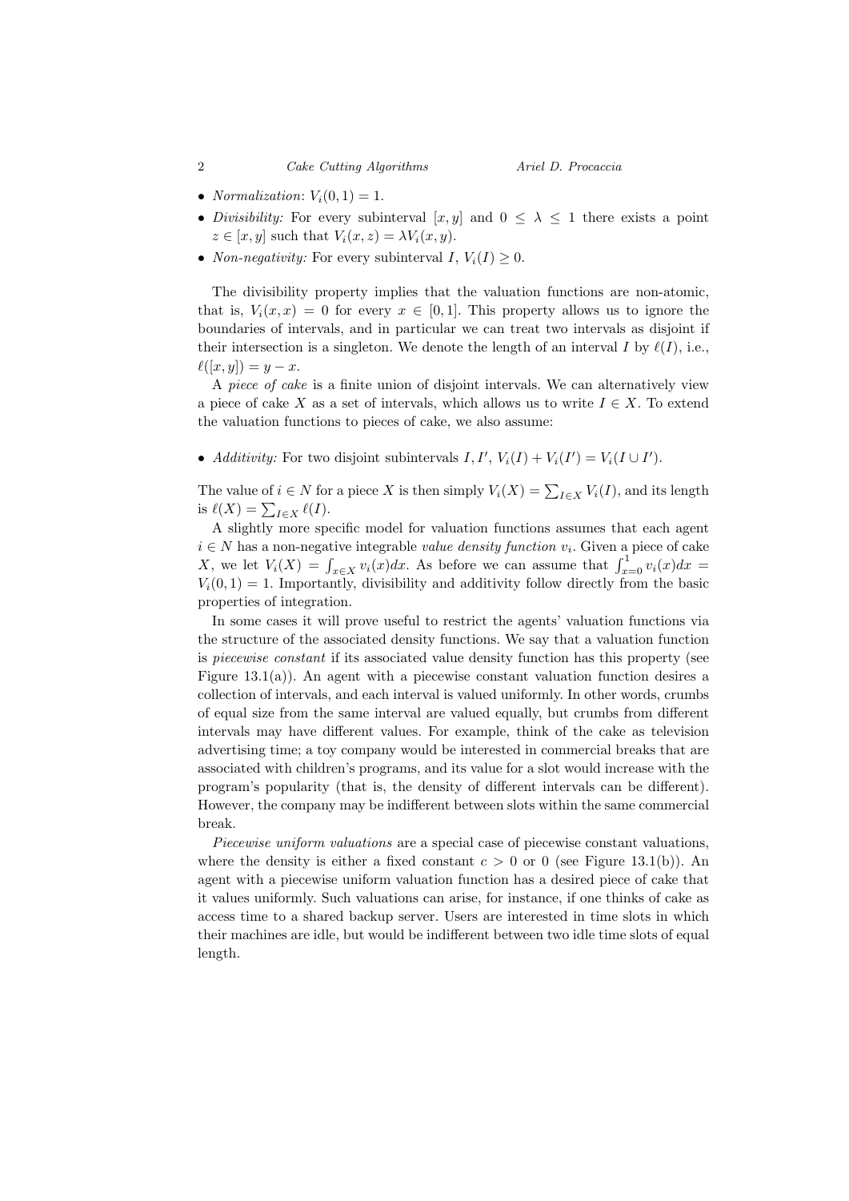- *Normalization*: $V_i(0,1) = 1$.
- *Divisibility:* For every subinterval $[x,y]$ and $0 \leq \lambda \leq 1$ there exists a point $z \in [x,y]$ such that $V_i(x,z) = \lambda V_i(x,y)$.
- *Non-negativity:* For every subinterval $I$, $V_i(I) \geq 0$.

The divisibility property implies that the valuation functions are non-atomic, that is, $V_i(x,x) = 0$ for every $x \in [0,1]$. This property allows us to ignore the boundaries of intervals, and in particular we can treat two intervals as disjoint if their intersection is a singleton. We denote the length of an interval $I$ by $\ell(I)$, i.e., $\ell([x,y]) = y - x$.

A *piece of cake* is a finite union of disjoint intervals. We can alternatively view a piece of cake $X$ as a set of intervals, which allows us to write $I \in X$. To extend the valuation functions to pieces of cake, we also assume:

- *Additivity:* For two disjoint subintervals $I, I'$, $V_i(I) + V_i(I') = V_i(I \cup I')$.

The value of $i \in N$ for a piece $X$ is then simply $V_i(X) = \sum_{I \in X} V_i(I)$, and its length is $\ell(X) = \sum_{I \in X} \ell(I)$.

A slightly more specific model for valuation functions assumes that each agent $i \in N$ has a non-negative integrable *value density function* $v_i$. Given a piece of cake $X$, we let $V_i(X) = \int_{x \in X} v_i(x)dx$. As before we can assume that $\int_{x=0}^{1} v_i(x)dx = V_i(0,1) = 1$. Importantly, divisibility and additivity follow directly from the basic properties of integration.

In some cases it will prove useful to restrict the agents' valuation functions via the structure of the associated density functions. We say that a valuation function is *piecewise constant* if its associated value density function has this property (see Figure 13.1(a)). An agent with a piecewise constant valuation function desires a collection of intervals, and each interval is valued uniformly. In other words, crumbs of equal size from the same interval are valued equally, but crumbs from different intervals may have different values. For example, think of the cake as television advertising time; a toy company would be interested in commercial breaks that are associated with children's programs, and its value for a slot would increase with the program's popularity (that is, the density of different intervals can be different). However, the company may be indifferent between slots within the same commercial break.

*Piecewise uniform valuations* are a special case of piecewise constant valuations, where the density is either a fixed constant $c > 0$ or 0 (see Figure 13.1(b)). An agent with a piecewise uniform valuation function has a desired piece of cake that it values uniformly. Such valuations can arise, for instance, if one thinks of cake as access time to a shared backup server. Users are interested in time slots in which their machines are idle, but would be indifferent between two idle time slots of equal length.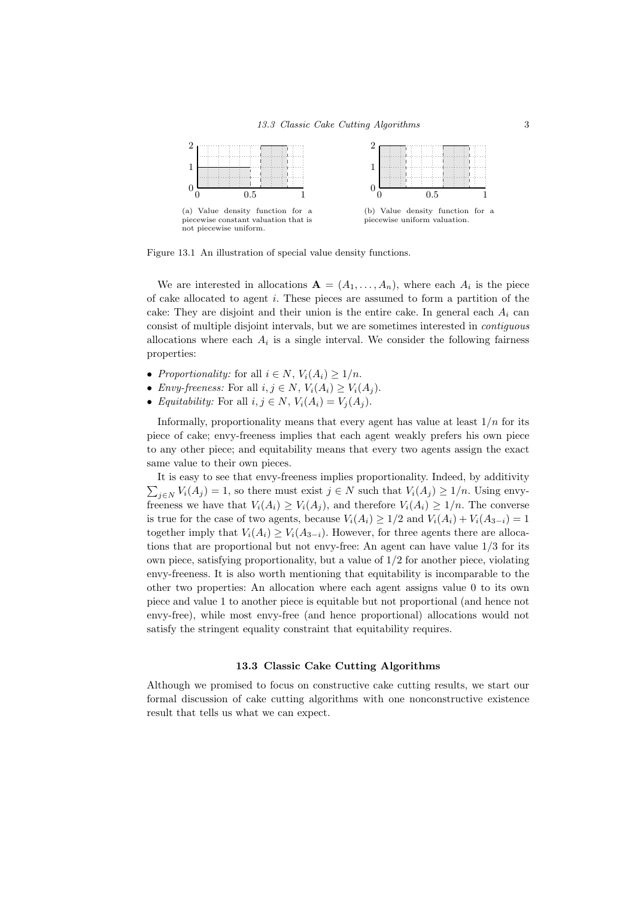(a) Value density function for a piecewise constant valuation that is not piecewise uniform.

(b) Value density function for a piecewise uniform valuation.

Figure 13.1 An illustration of special value density functions.

We are interested in allocations $\mathbf{A} = (A_1, \ldots, A_n)$, where each $A_i$ is the piece of cake allocated to agent $i$. These pieces are assumed to form a partition of the cake: They are disjoint and their union is the entire cake. In general each $A_i$ can consist of multiple disjoint intervals, but we are sometimes interested in *contiguous* allocations where each $A_i$ is a single interval. We consider the following fairness properties:

- *Proportionality:* for all $i \in N$, $V_i(A_i) \geq 1/n$.
- *Envy-freeness:* For all $i, j \in N$, $V_i(A_i) \geq V_i(A_j)$.
- *Equitability:* For all $i, j \in N$, $V_i(A_i) = V_j(A_j)$.

Informally, proportionality means that every agent has value at least $1/n$ for its piece of cake; envy-freeness implies that each agent weakly prefers his own piece to any other piece; and equitability means that every two agents assign the exact same value to their own pieces.

It is easy to see that envy-freeness implies proportionality. Indeed, by additivity $\sum_{j \in N} V_i(A_j) = 1$, so there must exist $j \in N$ such that $V_i(A_j) \geq 1/n$. Using envy-freeness we have that $V_i(A_i) \geq V_i(A_j)$, and therefore $V_i(A_i) \geq 1/n$. The converse is true for the case of two agents, because $V_i(A_i) \geq 1/2$ and $V_i(A_i) + V_i(A_{3-i}) = 1$ together imply that $V_i(A_i) \geq V_i(A_{3-i})$. However, for three agents there are allocations that are proportional but not envy-free: An agent can have value $1/3$ for its own piece, satisfying proportionality, but a value of $1/2$ for another piece, violating envy-freeness. It is also worth mentioning that equitability is incomparable to the other two properties: An allocation where each agent assigns value 0 to its own piece and value 1 to another piece is equitable but not proportional (and hence not envy-free), while most envy-free (and hence proportional) allocations would not satisfy the stringent equality constraint that equitability requires.

## 13.3 Classic Cake Cutting Algorithms

Although we promised to focus on constructive cake cutting results, we start our formal discussion of cake cutting algorithms with one nonconstructive existence result that tells us what we can expect.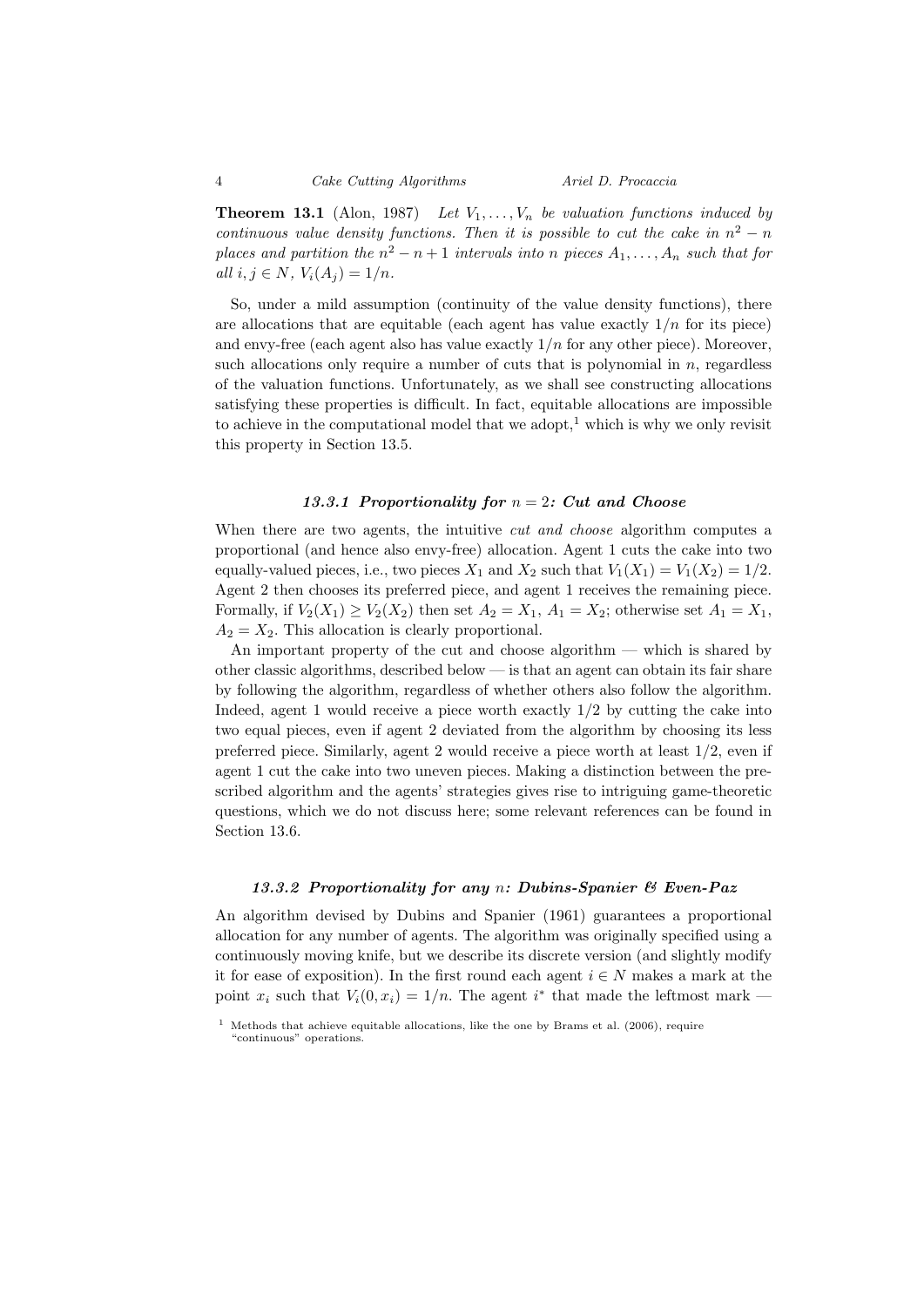**Theorem 13.1** (Alon, 1987) *Let $V_1, \ldots, V_n$ be valuation functions induced by continuous value density functions. Then it is possible to cut the cake in $n^2 - n$ places and partition the $n^2 - n + 1$ intervals into $n$ pieces $A_1, \ldots, A_n$ such that for all $i, j \in N$, $V_i(A_j) = 1/n$.*

So, under a mild assumption (continuity of the value density functions), there are allocations that are equitable (each agent has value exactly $1/n$ for its piece) and envy-free (each agent also has value exactly $1/n$ for any other piece). Moreover, such allocations only require a number of cuts that is polynomial in $n$, regardless of the valuation functions. Unfortunately, as we shall see constructing allocations satisfying these properties is difficult. In fact, equitable allocations are impossible to achieve in the computational model that we adopt,[1] which is why we only revisit this property in Section 13.5.

### 13.3.1 Proportionality for $n = 2$: Cut and Choose

When there are two agents, the intuitive *cut and choose* algorithm computes a proportional (and hence also envy-free) allocation. Agent 1 cuts the cake into two equally-valued pieces, i.e., two pieces $X_1$ and $X_2$ such that $V_1(X_1) = V_1(X_2) = 1/2$. Agent 2 then chooses its preferred piece, and agent 1 receives the remaining piece. Formally, if $V_2(X_1) \geq V_2(X_2)$ then set $A_2 = X_1$, $A_1 = X_2$; otherwise set $A_1 = X_1$, $A_2 = X_2$. This allocation is clearly proportional.

An important property of the cut and choose algorithm — which is shared by other classic algorithms, described below — is that an agent can obtain its fair share by following the algorithm, regardless of whether others also follow the algorithm. Indeed, agent 1 would receive a piece worth exactly $1/2$ by cutting the cake into two equal pieces, even if agent 2 deviated from the algorithm by choosing its less preferred piece. Similarly, agent 2 would receive a piece worth at least $1/2$, even if agent 1 cut the cake into two uneven pieces. Making a distinction between the prescribed algorithm and the agents' strategies gives rise to intriguing game-theoretic questions, which we do not discuss here; some relevant references can be found in Section 13.6.

### 13.3.2 Proportionality for any $n$: Dubins-Spanier & Even-Paz

An algorithm devised by Dubins and Spanier (1961) guarantees a proportional allocation for any number of agents. The algorithm was originally specified using a continuously moving knife, but we describe its discrete version (and slightly modify it for ease of exposition). In the first round each agent $i \in N$ makes a mark at the point $x_i$ such that $V_i(0, x_i) = 1/n$. The agent $i^*$ that made the leftmost mark —

[1] Methods that achieve equitable allocations, like the one by Brams et al. (2006), require "continuous" operations.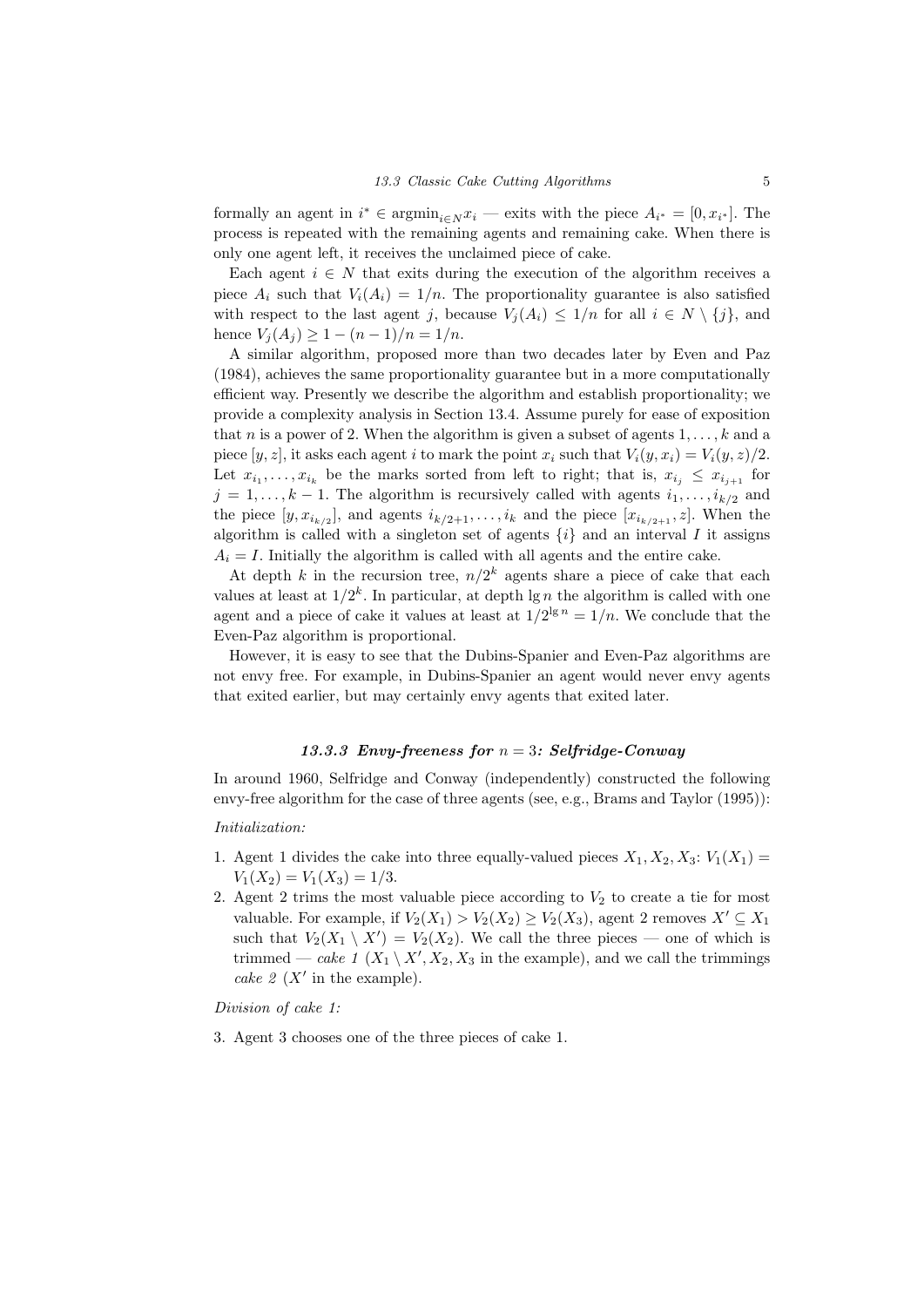formally an agent in $i^* \in \text{argmin}_{i \in N} x_i$ — exits with the piece $A_{i^*} = [0, x_{i^*}]$. The process is repeated with the remaining agents and remaining cake. When there is only one agent left, it receives the unclaimed piece of cake.

Each agent $i \in N$ that exits during the execution of the algorithm receives a piece $A_i$ such that $V_i(A_i) = 1/n$. The proportionality guarantee is also satisfied with respect to the last agent $j$, because $V_j(A_i) \leq 1/n$ for all $i \in N \setminus \{j\}$, and hence $V_j(A_j) \geq 1 - (n-1)/n = 1/n$.

A similar algorithm, proposed more than two decades later by Even and Paz (1984), achieves the same proportionality guarantee but in a more computationally efficient way. Presently we describe the algorithm and establish proportionality; we provide a complexity analysis in Section 13.4. Assume purely for ease of exposition that $n$ is a power of 2. When the algorithm is given a subset of agents $1, \ldots, k$ and a piece $[y, z]$, it asks each agent $i$ to mark the point $x_i$ such that $V_i(y, x_i) = V_i(y, z)/2$. Let $x_{i_1}, \ldots, x_{i_k}$ be the marks sorted from left to right; that is, $x_{i_j} \leq x_{i_{j+1}}$ for $j = 1, \ldots, k-1$. The algorithm is recursively called with agents $i_1, \ldots, i_{k/2}$ and the piece $[y, x_{i_{k/2}}]$, and agents $i_{k/2+1}, \ldots, i_k$ and the piece $[x_{i_{k/2+1}}, z]$. When the algorithm is called with a singleton set of agents $\{i\}$ and an interval $I$ it assigns $A_i = I$. Initially the algorithm is called with all agents and the entire cake.

At depth $k$ in the recursion tree, $n/2^k$ agents share a piece of cake that each values at least at $1/2^k$. In particular, at depth $\lg n$ the algorithm is called with one agent and a piece of cake it values at least at $1/2^{\lg n} = 1/n$. We conclude that the Even-Paz algorithm is proportional.

However, it is easy to see that the Dubins-Spanier and Even-Paz algorithms are not envy free. For example, in Dubins-Spanier an agent would never envy agents that exited earlier, but may certainly envy agents that exited later.

### 13.3.3 *Envy-freeness for $n = 3$: Selfridge-Conway*

In around 1960, Selfridge and Conway (independently) constructed the following envy-free algorithm for the case of three agents (see, e.g., Brams and Taylor (1995)):

*Initialization:*

1. Agent 1 divides the cake into three equally-valued pieces $X_1, X_2, X_3$: $V_1(X_1) = V_1(X_2) = V_1(X_3) = 1/3$.
2. Agent 2 trims the most valuable piece according to $V_2$ to create a tie for most valuable. For example, if $V_2(X_1) > V_2(X_2) \geq V_2(X_3)$, agent 2 removes $X' \subseteq X_1$ such that $V_2(X_1 \setminus X') = V_2(X_2)$. We call the three pieces — one of which is trimmed — *cake 1* ($X_1 \setminus X', X_2, X_3$ in the example), and we call the trimmings *cake 2* ($X'$ in the example).

*Division of cake 1:*

3. Agent 3 chooses one of the three pieces of cake 1.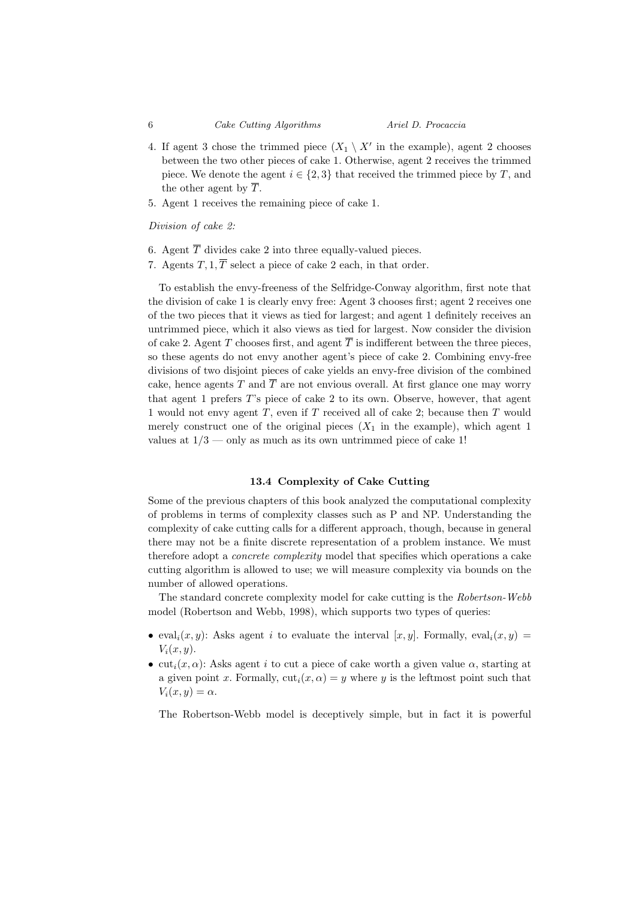4. If agent 3 chose the trimmed piece ($X_1 \setminus X'$ in the example), agent 2 chooses between the two other pieces of cake 1. Otherwise, agent 2 receives the trimmed piece. We denote the agent $i \in \{2, 3\}$ that received the trimmed piece by $T$, and the other agent by $\overline{T}$.
5. Agent 1 receives the remaining piece of cake 1.

*Division of cake 2:*

6. Agent $\overline{T}$ divides cake 2 into three equally-valued pieces.
7. Agents $T, 1, \overline{T}$ select a piece of cake 2 each, in that order.

To establish the envy-freeness of the Selfridge-Conway algorithm, first note that the division of cake 1 is clearly envy free: Agent 3 chooses first; agent 2 receives one of the two pieces that it views as tied for largest; and agent 1 definitely receives an untrimmed piece, which it also views as tied for largest. Now consider the division of cake 2. Agent $T$ chooses first, and agent $\overline{T}$ is indifferent between the three pieces, so these agents do not envy another agent's piece of cake 2. Combining envy-free divisions of two disjoint pieces of cake yields an envy-free division of the combined cake, hence agents $T$ and $\overline{T}$ are not envious overall. At first glance one may worry that agent 1 prefers $T$'s piece of cake 2 to its own. Observe, however, that agent 1 would not envy agent $T$, even if $T$ received all of cake 2; because then $T$ would merely construct one of the original pieces ($X_1$ in the example), which agent 1 values at $1/3$ — only as much as its own untrimmed piece of cake 1!

## 13.4 Complexity of Cake Cutting

Some of the previous chapters of this book analyzed the computational complexity of problems in terms of complexity classes such as P and NP. Understanding the complexity of cake cutting calls for a different approach, though, because in general there may not be a finite discrete representation of a problem instance. We must therefore adopt a *concrete complexity* model that specifies which operations a cake cutting algorithm is allowed to use; we will measure complexity via bounds on the number of allowed operations.

The standard concrete complexity model for cake cutting is the *Robertson-Webb* model (Robertson and Webb, 1998), which supports two types of queries:

- $\text{eval}_i(x, y)$: Asks agent $i$ to evaluate the interval $[x, y]$. Formally, $\text{eval}_i(x, y) = V_i(x, y)$.
- $\text{cut}_i(x, \alpha)$: Asks agent $i$ to cut a piece of cake worth a given value $\alpha$, starting at a given point $x$. Formally, $\text{cut}_i(x, \alpha) = y$ where $y$ is the leftmost point such that $V_i(x, y) = \alpha$.

The Robertson-Webb model is deceptively simple, but in fact it is powerful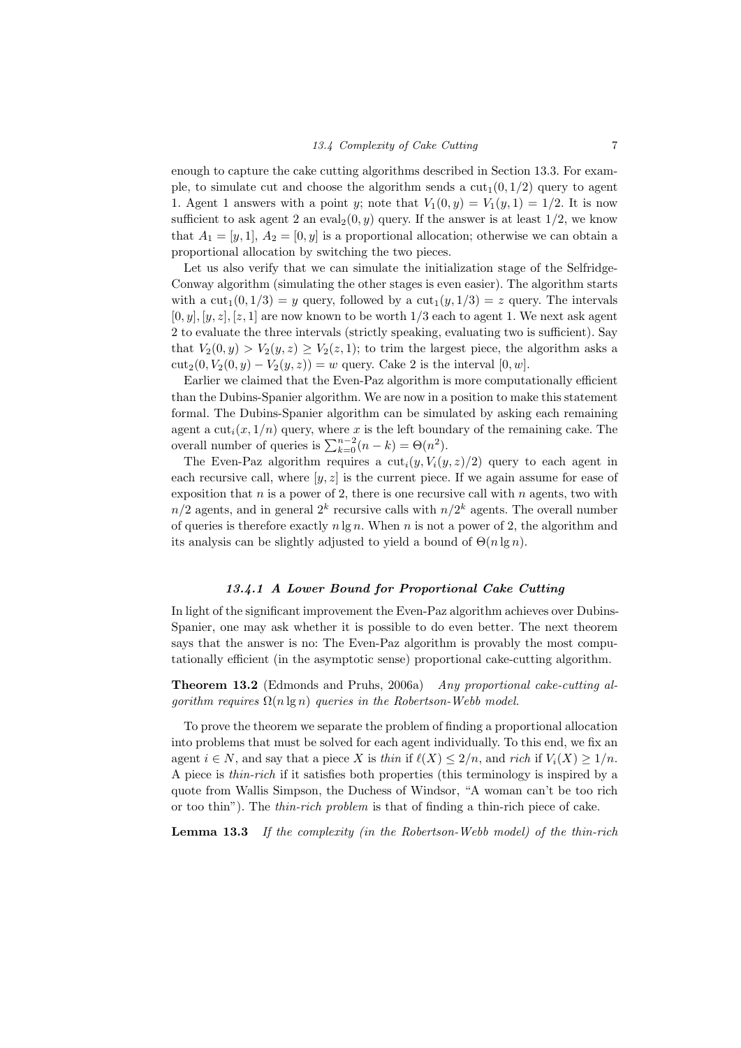enough to capture the cake cutting algorithms described in Section 13.3. For example, to simulate cut and choose the algorithm sends a $\text{cut}_1(0, 1/2)$ query to agent 1. Agent 1 answers with a point $y$; note that $V_1(0, y) = V_1(y, 1) = 1/2$. It is now sufficient to ask agent 2 an $\text{eval}_2(0, y)$ query. If the answer is at least $1/2$, we know that $A_1 = [y, 1]$, $A_2 = [0, y]$ is a proportional allocation; otherwise we can obtain a proportional allocation by switching the two pieces.

Let us also verify that we can simulate the initialization stage of the Selfridge-Conway algorithm (simulating the other stages is even easier). The algorithm starts with a $\text{cut}_1(0, 1/3) = y$ query, followed by a $\text{cut}_1(y, 1/3) = z$ query. The intervals $[0, y], [y, z], [z, 1]$ are now known to be worth $1/3$ each to agent 1. We next ask agent 2 to evaluate the three intervals (strictly speaking, evaluating two is sufficient). Say that $V_2(0, y) > V_2(y, z) \geq V_2(z, 1)$; to trim the largest piece, the algorithm asks a $\text{cut}_2(0, V_2(0, y) - V_2(y, z)) = w$ query. Cake 2 is the interval $[0, w]$.

Earlier we claimed that the Even-Paz algorithm is more computationally efficient than the Dubins-Spanier algorithm. We are now in a position to make this statement formal. The Dubins-Spanier algorithm can be simulated by asking each remaining agent a $\text{cut}_i(x, 1/n)$ query, where $x$ is the left boundary of the remaining cake. The overall number of queries is $\sum_{k=0}^{n-2}(n-k) = \Theta(n^2)$.

The Even-Paz algorithm requires a $\text{cut}_i(y, V_i(y, z)/2)$ query to each agent in each recursive call, where $[y, z]$ is the current piece. If we again assume for ease of exposition that $n$ is a power of 2, there is one recursive call with $n$ agents, two with $n/2$ agents, and in general $2^k$ recursive calls with $n/2^k$ agents. The overall number of queries is therefore exactly $n \lg n$. When $n$ is not a power of 2, the algorithm and its analysis can be slightly adjusted to yield a bound of $\Theta(n \lg n)$.

### *13.4.1 A Lower Bound for Proportional Cake Cutting*

In light of the significant improvement the Even-Paz algorithm achieves over Dubins-Spanier, one may ask whether it is possible to do even better. The next theorem says that the answer is no: The Even-Paz algorithm is provably the most computationally efficient (in the asymptotic sense) proportional cake-cutting algorithm.

**Theorem 13.2** (Edmonds and Pruhs, 2006a) *Any proportional cake-cutting algorithm requires $\Omega(n \lg n)$ queries in the Robertson-Webb model.*

To prove the theorem we separate the problem of finding a proportional allocation into problems that must be solved for each agent individually. To this end, we fix an agent $i \in N$, and say that a piece $X$ is *thin* if $\ell(X) \leq 2/n$, and *rich* if $V_i(X) \geq 1/n$. A piece is *thin-rich* if it satisfies both properties (this terminology is inspired by a quote from Wallis Simpson, the Duchess of Windsor, "A woman can't be too rich or too thin"). The *thin-rich problem* is that of finding a thin-rich piece of cake.

**Lemma 13.3** *If the complexity (in the Robertson-Webb model) of the thin-rich*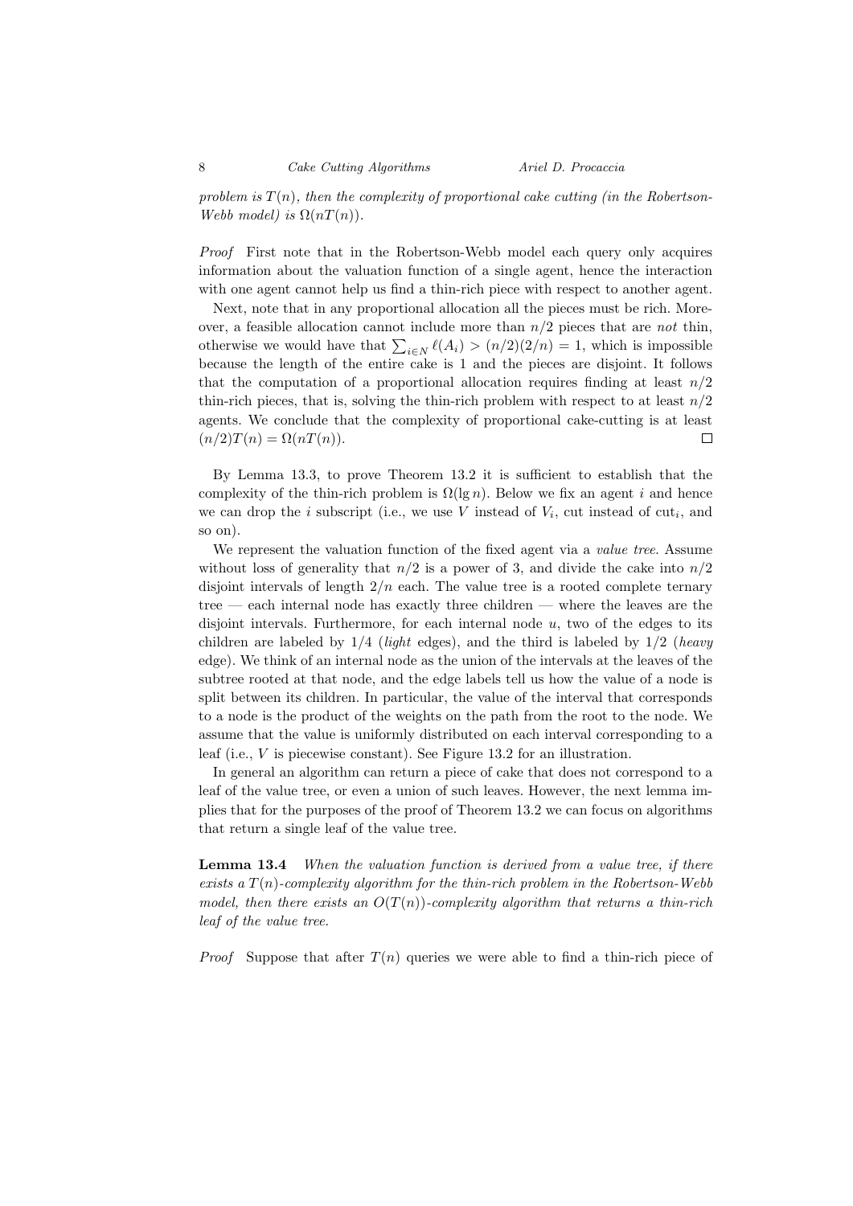*problem is $T(n)$, then the complexity of proportional cake cutting (in the Robertson-Webb model) is $\Omega(nT(n))$.*

*Proof* First note that in the Robertson-Webb model each query only acquires information about the valuation function of a single agent, hence the interaction with one agent cannot help us find a thin-rich piece with respect to another agent.

Next, note that in any proportional allocation all the pieces must be rich. Moreover, a feasible allocation cannot include more than $n/2$ pieces that are *not* thin, otherwise we would have that $\sum_{i \in N} \ell(A_i) > (n/2)(2/n) = 1$, which is impossible because the length of the entire cake is 1 and the pieces are disjoint. It follows that the computation of a proportional allocation requires finding at least $n/2$ thin-rich pieces, that is, solving the thin-rich problem with respect to at least $n/2$ agents. We conclude that the complexity of proportional cake-cutting is at least $(n/2)T(n) = \Omega(nT(n))$. □

By Lemma 13.3, to prove Theorem 13.2 it is sufficient to establish that the complexity of the thin-rich problem is $\Omega(\lg n)$. Below we fix an agent $i$ and hence we can drop the $i$ subscript (i.e., we use $V$ instead of $V_i$, cut instead of $\text{cut}_i$, and so on).

We represent the valuation function of the fixed agent via a *value tree*. Assume without loss of generality that $n/2$ is a power of 3, and divide the cake into $n/2$ disjoint intervals of length $2/n$ each. The value tree is a rooted complete ternary tree — each internal node has exactly three children — where the leaves are the disjoint intervals. Furthermore, for each internal node $u$, two of the edges to its children are labeled by $1/4$ (*light* edges), and the third is labeled by $1/2$ (*heavy* edge). We think of an internal node as the union of the intervals at the leaves of the subtree rooted at that node, and the edge labels tell us how the value of a node is split between its children. In particular, the value of the interval that corresponds to a node is the product of the weights on the path from the root to the node. We assume that the value is uniformly distributed on each interval corresponding to a leaf (i.e., $V$ is piecewise constant). See Figure 13.2 for an illustration.

In general an algorithm can return a piece of cake that does not correspond to a leaf of the value tree, or even a union of such leaves. However, the next lemma implies that for the purposes of the proof of Theorem 13.2 we can focus on algorithms that return a single leaf of the value tree.

**Lemma 13.4** *When the valuation function is derived from a value tree, if there exists a $T(n)$-complexity algorithm for the thin-rich problem in the Robertson-Webb model, then there exists an $O(T(n))$-complexity algorithm that returns a thin-rich leaf of the value tree.*

*Proof* Suppose that after $T(n)$ queries we were able to find a thin-rich piece of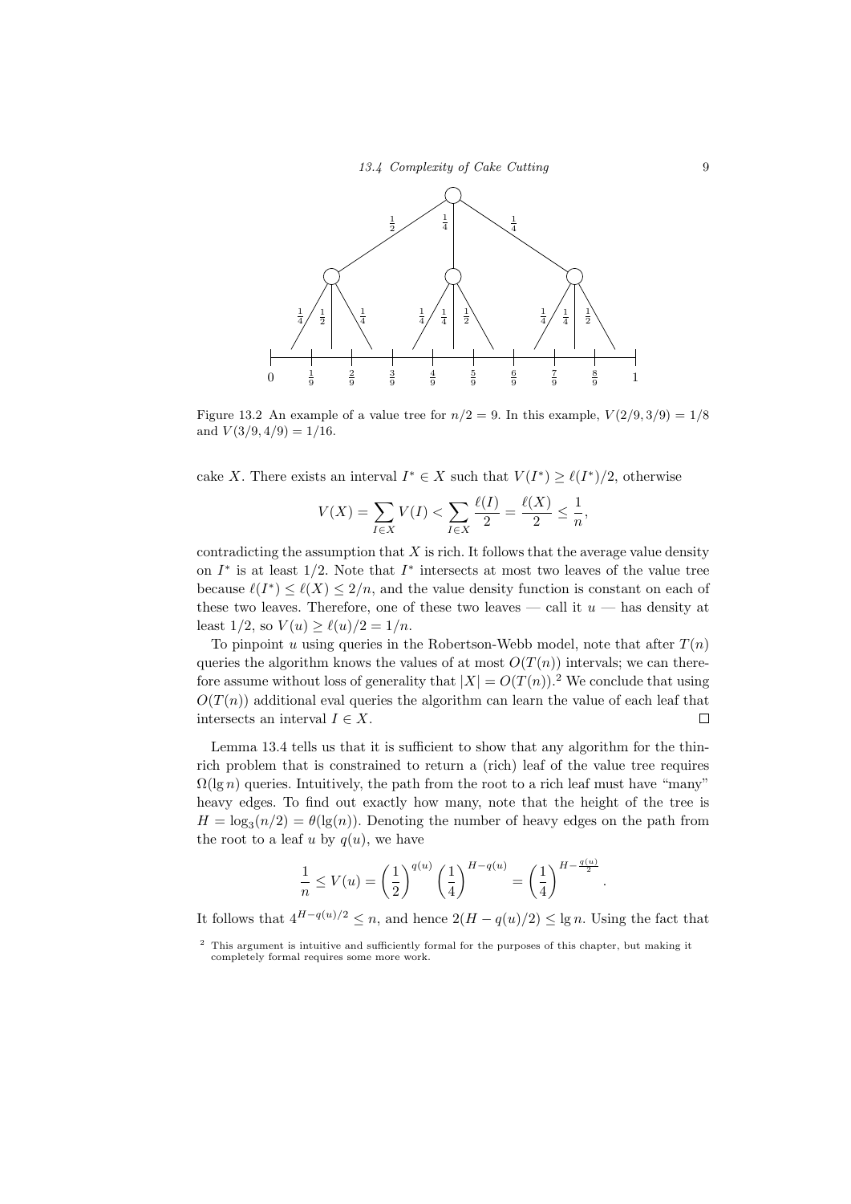Figure 13.2 An example of a value tree for $n/2 = 9$. In this example, $V(2/9, 3/9) = 1/8$ and $V(3/9, 4/9) = 1/16$.

cake $X$. There exists an interval $I^* \in X$ such that $V(I^*) \geq \ell(I^*)/2$, otherwise

$$V(X) = \sum_{I \in X} V(I) < \sum_{I \in X} \frac{\ell(I)}{2} = \frac{\ell(X)}{2} \leq \frac{1}{n},$$

contradicting the assumption that $X$ is rich. It follows that the average value density on $I^*$ is at least $1/2$. Note that $I^*$ intersects at most two leaves of the value tree because $\ell(I^*) \leq \ell(X) \leq 2/n$, and the value density function is constant on each of these two leaves. Therefore, one of these two leaves — call it $u$ — has density at least $1/2$, so $V(u) \geq \ell(u)/2 = 1/n$.

To pinpoint $u$ using queries in the Robertson-Webb model, note that after $T(n)$ queries the algorithm knows the values of at most $O(T(n))$ intervals; we can therefore assume without loss of generality that $|X| = O(T(n))$.[2] We conclude that using $O(T(n))$ additional eval queries the algorithm can learn the value of each leaf that intersects an interval $I \in X$. □

Lemma 13.4 tells us that it is sufficient to show that any algorithm for the thin-rich problem that is constrained to return a (rich) leaf of the value tree requires $\Omega(\lg n)$ queries. Intuitively, the path from the root to a rich leaf must have "many" heavy edges. To find out exactly how many, note that the height of the tree is $H = \log_3(n/2) = \theta(\lg(n))$. Denoting the number of heavy edges on the path from the root to a leaf $u$ by $q(u)$, we have

$$\frac{1}{n} \leq V(u) = \left(\frac{1}{2}\right)^{q(u)} \left(\frac{1}{4}\right)^{H-q(u)} = \left(\frac{1}{4}\right)^{H - \frac{q(u)}{2}}.$$

It follows that $4^{H-q(u)/2} \leq n$, and hence $2(H - q(u)/2) \leq \lg n$. Using the fact that

[2] This argument is intuitive and sufficiently formal for the purposes of this chapter, but making it completely formal requires some more work.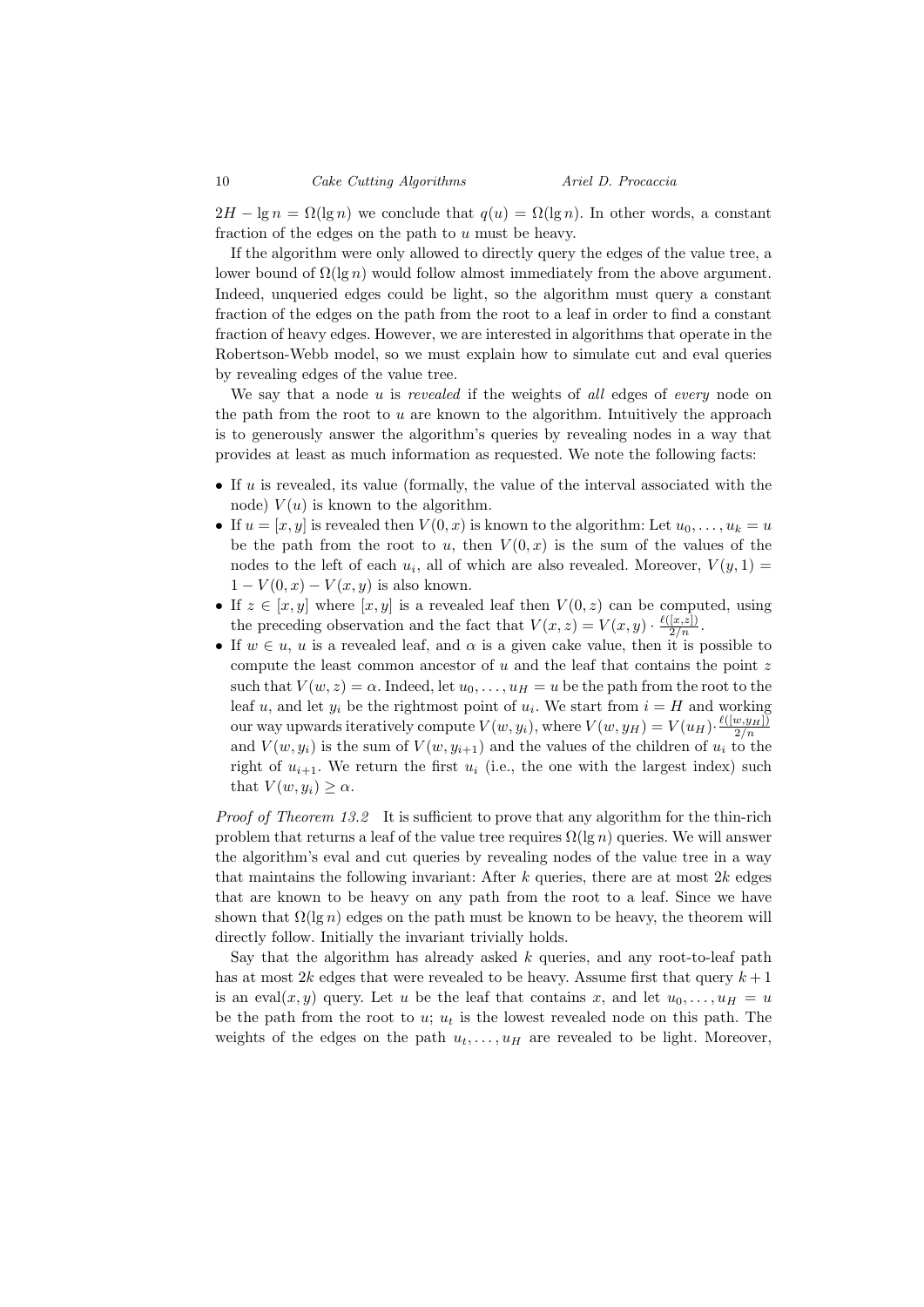$2H - \lg n = \Omega(\lg n)$ we conclude that $q(u) = \Omega(\lg n)$. In other words, a constant fraction of the edges on the path to $u$ must be heavy.

If the algorithm were only allowed to directly query the edges of the value tree, a lower bound of $\Omega(\lg n)$ would follow almost immediately from the above argument. Indeed, unqueried edges could be light, so the algorithm must query a constant fraction of the edges on the path from the root to a leaf in order to find a constant fraction of heavy edges. However, we are interested in algorithms that operate in the Robertson-Webb model, so we must explain how to simulate cut and eval queries by revealing edges of the value tree.

We say that a node $u$ is *revealed* if the weights of *all* edges of *every* node on the path from the root to $u$ are known to the algorithm. Intuitively the approach is to generously answer the algorithm's queries by revealing nodes in a way that provides at least as much information as requested. We note the following facts:

- If $u$ is revealed, its value (formally, the value of the interval associated with the node) $V(u)$ is known to the algorithm.
- If $u = [x, y]$ is revealed then $V(0, x)$ is known to the algorithm: Let $u_0, \ldots, u_k = u$ be the path from the root to $u$, then $V(0, x)$ is the sum of the values of the nodes to the left of each $u_i$, all of which are also revealed. Moreover, $V(y, 1) = 1 - V(0, x) - V(x, y)$ is also known.
- If $z \in [x, y]$ where $[x, y]$ is a revealed leaf then $V(0, z)$ can be computed, using the preceding observation and the fact that $V(x, z) = V(x, y) \cdot \frac{\ell([x,z])}{2/n}$.
- If $w \in u$, $u$ is a revealed leaf, and $\alpha$ is a given cake value, then it is possible to compute the least common ancestor of $u$ and the leaf that contains the point $z$ such that $V(w, z) = \alpha$. Indeed, let $u_0, \ldots, u_H = u$ be the path from the root to the leaf $u$, and let $y_i$ be the rightmost point of $u_i$. We start from $i = H$ and working our way upwards iteratively compute $V(w, y_i)$, where $V(w, y_H) = V(u_H) \cdot \frac{\ell([w, y_H])}{2/n}$ and $V(w, y_i)$ is the sum of $V(w, y_{i+1})$ and the values of the children of $u_i$ to the right of $u_{i+1}$. We return the first $u_i$ (i.e., the one with the largest index) such that $V(w, y_i) \geq \alpha$.

*Proof of Theorem 13.2* It is sufficient to prove that any algorithm for the thin-rich problem that returns a leaf of the value tree requires $\Omega(\lg n)$ queries. We will answer the algorithm's eval and cut queries by revealing nodes of the value tree in a way that maintains the following invariant: After $k$ queries, there are at most $2k$ edges that are known to be heavy on any path from the root to a leaf. Since we have shown that $\Omega(\lg n)$ edges on the path must be known to be heavy, the theorem will directly follow. Initially the invariant trivially holds.

Say that the algorithm has already asked $k$ queries, and any root-to-leaf path has at most $2k$ edges that were revealed to be heavy. Assume first that query $k+1$ is an eval$(x, y)$ query. Let $u$ be the leaf that contains $x$, and let $u_0, \ldots, u_H = u$ be the path from the root to $u$; $u_t$ is the lowest revealed node on this path. The weights of the edges on the path $u_t, \ldots, u_H$ are revealed to be light. Moreover,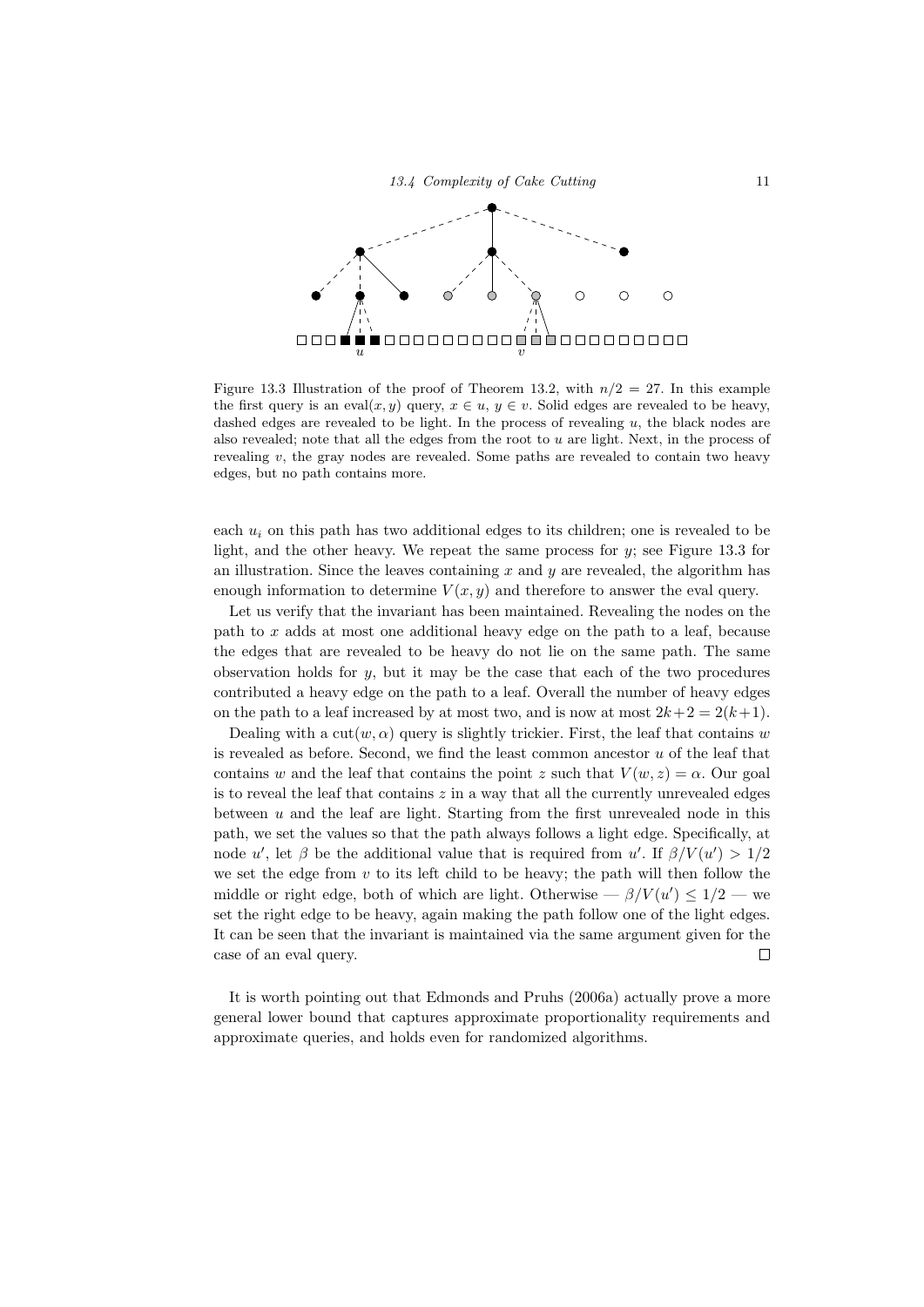Figure 13.3 Illustration of the proof of Theorem 13.2, with $n/2 = 27$. In this example the first query is an $\text{eval}(x, y)$ query, $x \in u$, $y \in v$. Solid edges are revealed to be heavy, dashed edges are revealed to be light. In the process of revealing $u$, the black nodes are also revealed; note that all the edges from the root to $u$ are light. Next, in the process of revealing $v$, the gray nodes are revealed. Some paths are revealed to contain two heavy edges, but no path contains more.

each $u_i$ on this path has two additional edges to its children; one is revealed to be light, and the other heavy. We repeat the same process for $y$; see Figure 13.3 for an illustration. Since the leaves containing $x$ and $y$ are revealed, the algorithm has enough information to determine $V(x, y)$ and therefore to answer the eval query.

Let us verify that the invariant has been maintained. Revealing the nodes on the path to $x$ adds at most one additional heavy edge on the path to a leaf, because the edges that are revealed to be heavy do not lie on the same path. The same observation holds for $y$, but it may be the case that each of the two procedures contributed a heavy edge on the path to a leaf. Overall the number of heavy edges on the path to a leaf increased by at most two, and is now at most $2k+2 = 2(k+1)$.

Dealing with a $\text{cut}(w, \alpha)$ query is slightly trickier. First, the leaf that contains $w$ is revealed as before. Second, we find the least common ancestor $u$ of the leaf that contains $w$ and the leaf that contains the point $z$ such that $V(w, z) = \alpha$. Our goal is to reveal the leaf that contains $z$ in a way that all the currently unrevealed edges between $u$ and the leaf are light. Starting from the first unrevealed node in this path, we set the values so that the path always follows a light edge. Specifically, at node $u'$, let $\beta$ be the additional value that is required from $u'$. If $\beta/V(u') > 1/2$ we set the edge from $v$ to its left child to be heavy; the path will then follow the middle or right edge, both of which are light. Otherwise — $\beta/V(u') \leq 1/2$ — we set the right edge to be heavy, again making the path follow one of the light edges. It can be seen that the invariant is maintained via the same argument given for the case of an eval query. □

It is worth pointing out that Edmonds and Pruhs (2006a) actually prove a more general lower bound that captures approximate proportionality requirements and approximate queries, and holds even for randomized algorithms.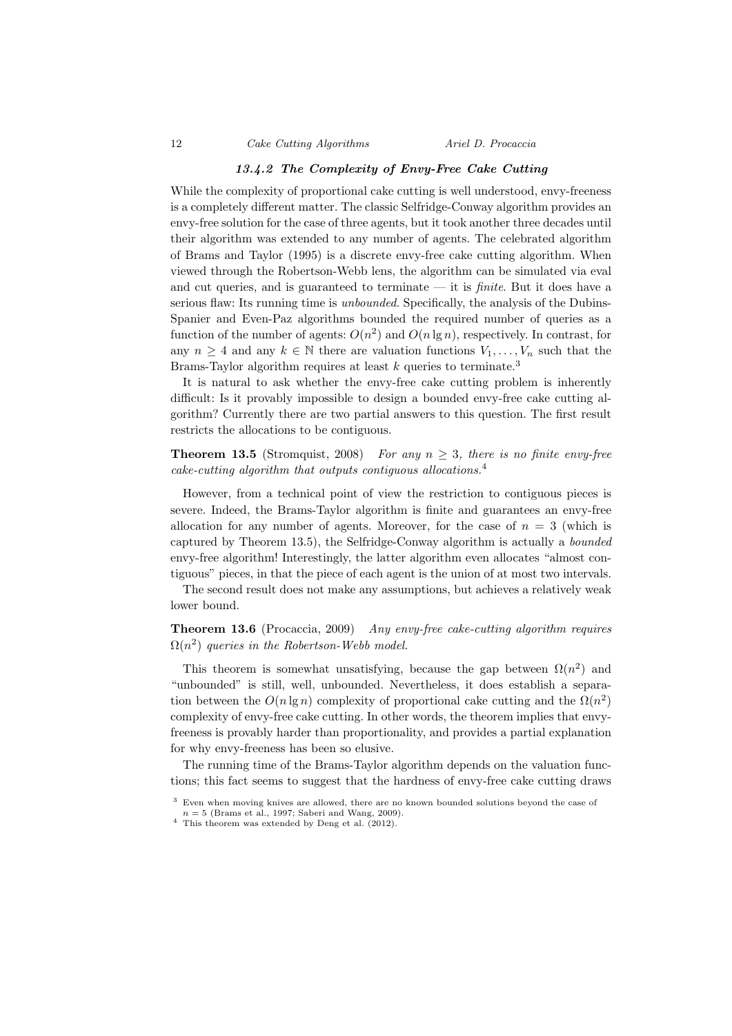### 13.4.2 The Complexity of Envy-Free Cake Cutting

While the complexity of proportional cake cutting is well understood, envy-freeness is a completely different matter. The classic Selfridge-Conway algorithm provides an envy-free solution for the case of three agents, but it took another three decades until their algorithm was extended to any number of agents. The celebrated algorithm of Brams and Taylor (1995) is a discrete envy-free cake cutting algorithm. When viewed through the Robertson-Webb lens, the algorithm can be simulated via eval and cut queries, and is guaranteed to terminate — it is *finite*. But it does have a serious flaw: Its running time is *unbounded*. Specifically, the analysis of the Dubins-Spanier and Even-Paz algorithms bounded the required number of queries as a function of the number of agents: $O(n^2)$ and $O(n \lg n)$, respectively. In contrast, for any $n \geq 4$ and any $k \in \mathbb{N}$ there are valuation functions $V_1, \ldots, V_n$ such that the Brams-Taylor algorithm requires at least $k$ queries to terminate.[3]

It is natural to ask whether the envy-free cake cutting problem is inherently difficult: Is it provably impossible to design a bounded envy-free cake cutting algorithm? Currently there are two partial answers to this question. The first result restricts the allocations to be contiguous.

**Theorem 13.5** (Stromquist, 2008) *For any $n \geq 3$, there is no finite envy-free cake-cutting algorithm that outputs contiguous allocations.*[4]

However, from a technical point of view the restriction to contiguous pieces is severe. Indeed, the Brams-Taylor algorithm is finite and guarantees an envy-free allocation for any number of agents. Moreover, for the case of $n = 3$ (which is captured by Theorem 13.5), the Selfridge-Conway algorithm is actually a *bounded* envy-free algorithm! Interestingly, the latter algorithm even allocates "almost contiguous" pieces, in that the piece of each agent is the union of at most two intervals.

The second result does not make any assumptions, but achieves a relatively weak lower bound.

**Theorem 13.6** (Procaccia, 2009) *Any envy-free cake-cutting algorithm requires $\Omega(n^2)$ queries in the Robertson-Webb model.*

This theorem is somewhat unsatisfying, because the gap between $\Omega(n^2)$ and "unbounded" is still, well, unbounded. Nevertheless, it does establish a separation between the $O(n \lg n)$ complexity of proportional cake cutting and the $\Omega(n^2)$ complexity of envy-free cake cutting. In other words, the theorem implies that envy-freeness is provably harder than proportionality, and provides a partial explanation for why envy-freeness has been so elusive.

The running time of the Brams-Taylor algorithm depends on the valuation functions; this fact seems to suggest that the hardness of envy-free cake cutting draws

[3] Even when moving knives are allowed, there are no known bounded solutions beyond the case of $n = 5$ (Brams et al., 1997; Saberi and Wang, 2009).

[4] This theorem was extended by Deng et al. (2012).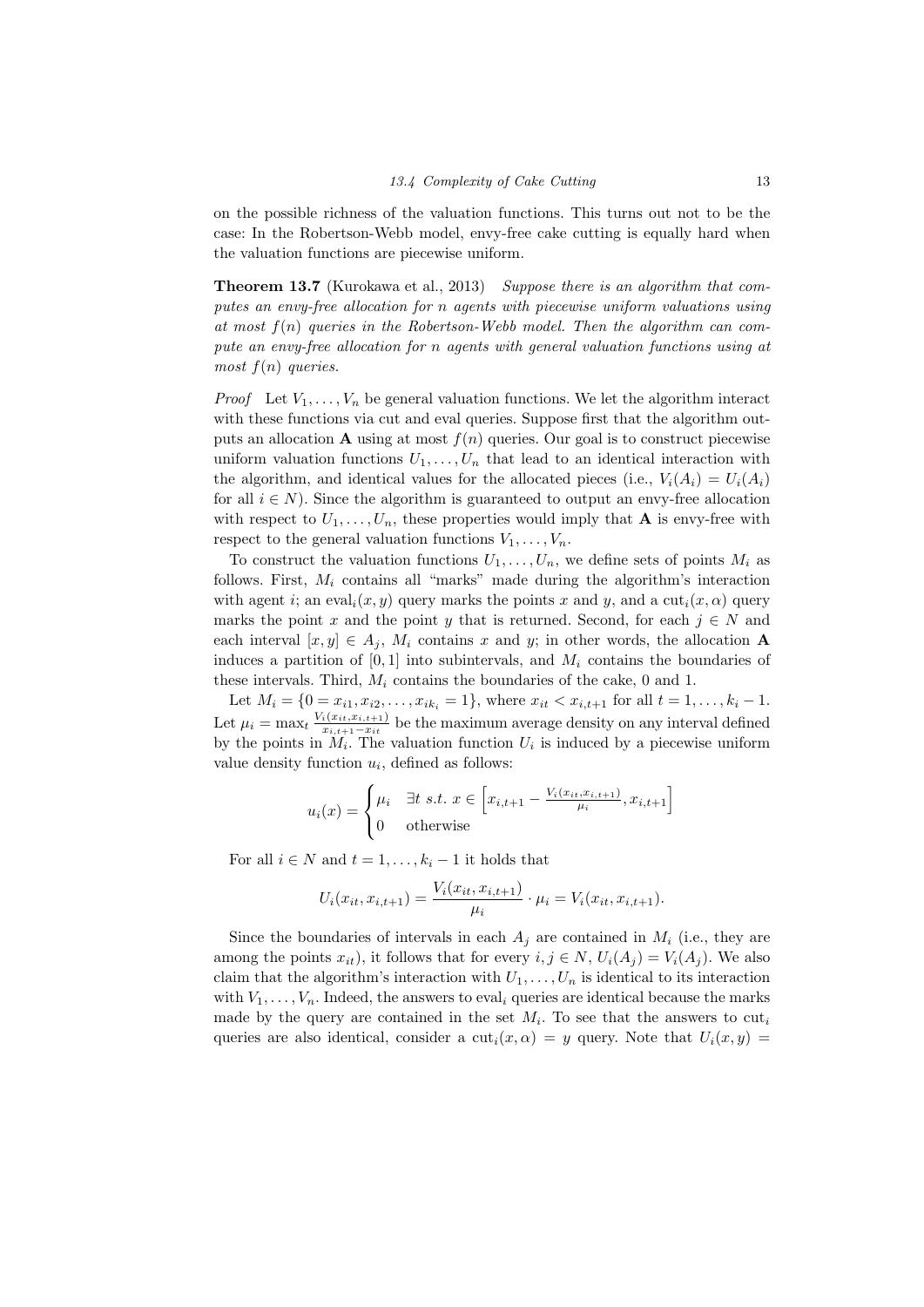on the possible richness of the valuation functions. This turns out not to be the case: In the Robertson-Webb model, envy-free cake cutting is equally hard when the valuation functions are piecewise uniform.

**Theorem 13.7** (Kurokawa et al., 2013) *Suppose there is an algorithm that computes an envy-free allocation for $n$ agents with piecewise uniform valuations using at most $f(n)$ queries in the Robertson-Webb model. Then the algorithm can compute an envy-free allocation for $n$ agents with general valuation functions using at most $f(n)$ queries.*

*Proof* Let $V_1, \ldots, V_n$ be general valuation functions. We let the algorithm interact with these functions via cut and eval queries. Suppose first that the algorithm outputs an allocation $\mathbf{A}$ using at most $f(n)$ queries. Our goal is to construct piecewise uniform valuation functions $U_1, \ldots, U_n$ that lead to an identical interaction with the algorithm, and identical values for the allocated pieces (i.e., $V_i(A_i) = U_i(A_i)$ for all $i \in N$). Since the algorithm is guaranteed to output an envy-free allocation with respect to $U_1, \ldots, U_n$, these properties would imply that $\mathbf{A}$ is envy-free with respect to the general valuation functions $V_1, \ldots, V_n$.

To construct the valuation functions $U_1, \ldots, U_n$, we define sets of points $M_i$ as follows. First, $M_i$ contains all "marks" made during the algorithm's interaction with agent $i$; an $\text{eval}_i(x, y)$ query marks the points $x$ and $y$, and a $\text{cut}_i(x, \alpha)$ query marks the point $x$ and the point $y$ that is returned. Second, for each $j \in N$ and each interval $[x, y] \in A_j$, $M_i$ contains $x$ and $y$; in other words, the allocation $\mathbf{A}$ induces a partition of $[0, 1]$ into subintervals, and $M_i$ contains the boundaries of these intervals. Third, $M_i$ contains the boundaries of the cake, 0 and 1.

Let $M_i = \{0 = x_{i1}, x_{i2}, \ldots, x_{ik_i} = 1\}$, where $x_{it} < x_{i,t+1}$ for all $t = 1, \ldots, k_i - 1$. Let $\mu_i = \max_t \frac{V_i(x_{it}, x_{i,t+1})}{x_{i,t+1} - x_{it}}$ be the maximum average density on any interval defined by the points in $M_i$. The valuation function $U_i$ is induced by a piecewise uniform value density function $u_i$, defined as follows:

$$u_i(x) = \begin{cases} \mu_i & \exists t \text{ s.t. } x \in \left[x_{i,t+1} - \frac{V_i(x_{it}, x_{i,t+1})}{\mu_i}, x_{i,t+1}\right] \\ 0 & \text{otherwise} \end{cases}$$

For all $i \in N$ and $t = 1, \ldots, k_i - 1$ it holds that

$$U_i(x_{it}, x_{i,t+1}) = \frac{V_i(x_{it}, x_{i,t+1})}{\mu_i} \cdot \mu_i = V_i(x_{it}, x_{i,t+1}).$$

Since the boundaries of intervals in each $A_j$ are contained in $M_i$ (i.e., they are among the points $x_{it}$), it follows that for every $i, j \in N$, $U_i(A_j) = V_i(A_j)$. We also claim that the algorithm's interaction with $U_1, \ldots, U_n$ is identical to its interaction with $V_1, \ldots, V_n$. Indeed, the answers to $\text{eval}_i$ queries are identical because the marks made by the query are contained in the set $M_i$. To see that the answers to $\text{cut}_i$ queries are also identical, consider a $\text{cut}_i(x, \alpha) = y$ query. Note that $U_i(x, y) =$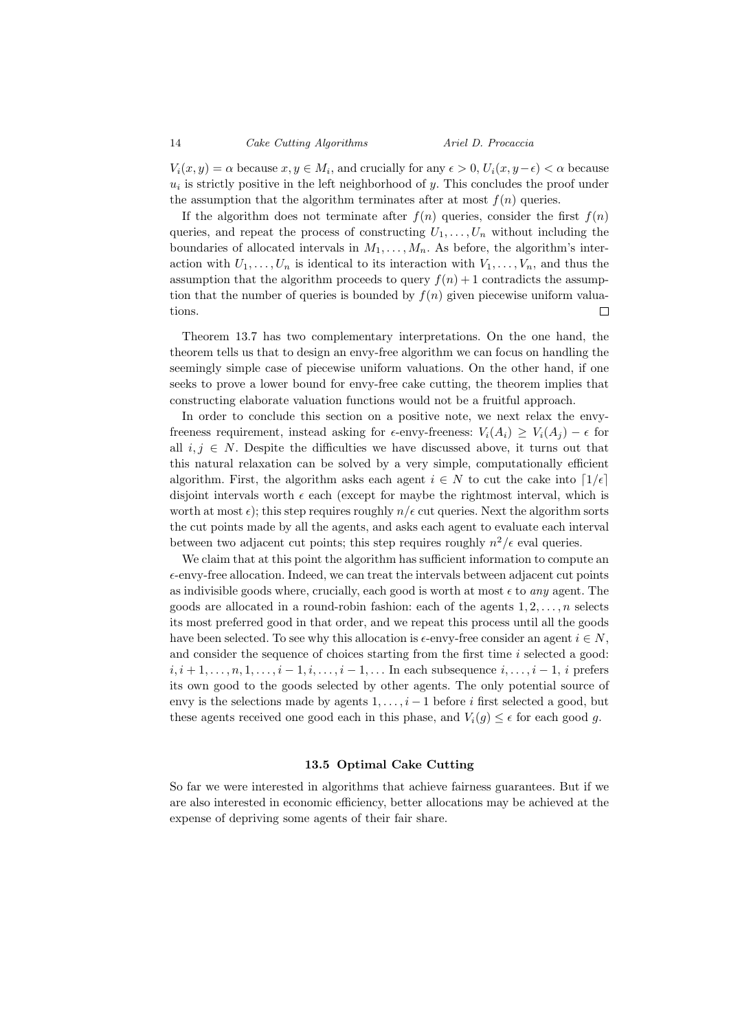$V_i(x, y) = \alpha$ because $x, y \in M_i$, and crucially for any $\epsilon > 0$, $U_i(x, y - \epsilon) < \alpha$ because $u_i$ is strictly positive in the left neighborhood of $y$. This concludes the proof under the assumption that the algorithm terminates after at most $f(n)$ queries.

If the algorithm does not terminate after $f(n)$ queries, consider the first $f(n)$ queries, and repeat the process of constructing $U_1, \ldots, U_n$ without including the boundaries of allocated intervals in $M_1, \ldots, M_n$. As before, the algorithm's interaction with $U_1, \ldots, U_n$ is identical to its interaction with $V_1, \ldots, V_n$, and thus the assumption that the algorithm proceeds to query $f(n) + 1$ contradicts the assumption that the number of queries is bounded by $f(n)$ given piecewise uniform valuations. □

Theorem 13.7 has two complementary interpretations. On the one hand, the theorem tells us that to design an envy-free algorithm we can focus on handling the seemingly simple case of piecewise uniform valuations. On the other hand, if one seeks to prove a lower bound for envy-free cake cutting, the theorem implies that constructing elaborate valuation functions would not be a fruitful approach.

In order to conclude this section on a positive note, we next relax the envy-freeness requirement, instead asking for $\epsilon$-envy-freeness: $V_i(A_i) \geq V_i(A_j) - \epsilon$ for all $i, j \in N$. Despite the difficulties we have discussed above, it turns out that this natural relaxation can be solved by a very simple, computationally efficient algorithm. First, the algorithm asks each agent $i \in N$ to cut the cake into $\lceil 1/\epsilon \rceil$ disjoint intervals worth $\epsilon$ each (except for maybe the rightmost interval, which is worth at most $\epsilon$); this step requires roughly $n/\epsilon$ cut queries. Next the algorithm sorts the cut points made by all the agents, and asks each agent to evaluate each interval between two adjacent cut points; this step requires roughly $n^2/\epsilon$ eval queries.

We claim that at this point the algorithm has sufficient information to compute an $\epsilon$-envy-free allocation. Indeed, we can treat the intervals between adjacent cut points as indivisible goods where, crucially, each good is worth at most $\epsilon$ to *any* agent. The goods are allocated in a round-robin fashion: each of the agents $1, 2, \ldots, n$ selects its most preferred good in that order, and we repeat this process until all the goods have been selected. To see why this allocation is $\epsilon$-envy-free consider an agent $i \in N$, and consider the sequence of choices starting from the first time $i$ selected a good: $i, i+1, \ldots, n, 1, \ldots, i-1, i, \ldots, i-1, \ldots$ In each subsequence $i, \ldots, i-1$, $i$ prefers its own good to the goods selected by other agents. The only potential source of envy is the selections made by agents $1, \ldots, i-1$ before $i$ first selected a good, but these agents received one good each in this phase, and $V_i(g) \leq \epsilon$ for each good $g$.

## 13.5 Optimal Cake Cutting

So far we were interested in algorithms that achieve fairness guarantees. But if we are also interested in economic efficiency, better allocations may be achieved at the expense of depriving some agents of their fair share.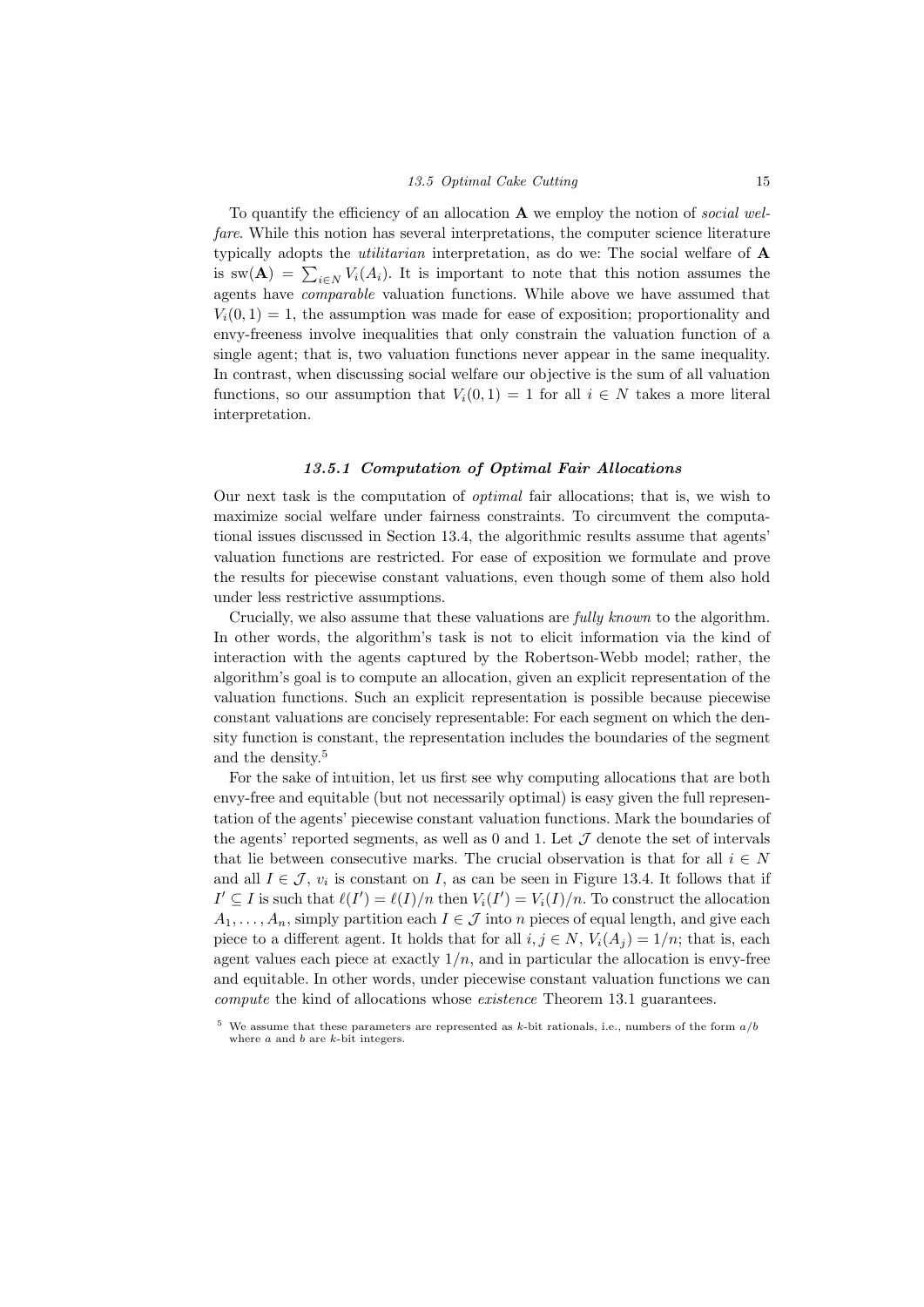To quantify the efficiency of an allocation $\mathbf{A}$ we employ the notion of *social welfare*. While this notion has several interpretations, the computer science literature typically adopts the *utilitarian* interpretation, as do we: The social welfare of $\mathbf{A}$ is $\text{sw}(\mathbf{A}) = \sum_{i \in N} V_i(A_i)$. It is important to note that this notion assumes the agents have *comparable* valuation functions. While above we have assumed that $V_i(0,1) = 1$, the assumption was made for ease of exposition; proportionality and envy-freeness involve inequalities that only constrain the valuation function of a single agent; that is, two valuation functions never appear in the same inequality. In contrast, when discussing social welfare our objective is the sum of all valuation functions, so our assumption that $V_i(0,1) = 1$ for all $i \in N$ takes a more literal interpretation.

### 13.5.1 Computation of Optimal Fair Allocations

Our next task is the computation of *optimal* fair allocations; that is, we wish to maximize social welfare under fairness constraints. To circumvent the computational issues discussed in Section 13.4, the algorithmic results assume that agents' valuation functions are restricted. For ease of exposition we formulate and prove the results for piecewise constant valuations, even though some of them also hold under less restrictive assumptions.

Crucially, we also assume that these valuations are *fully known* to the algorithm. In other words, the algorithm's task is not to elicit information via the kind of interaction with the agents captured by the Robertson-Webb model; rather, the algorithm's goal is to compute an allocation, given an explicit representation of the valuation functions. Such an explicit representation is possible because piecewise constant valuations are concisely representable: For each segment on which the density function is constant, the representation includes the boundaries of the segment and the density.[5]

For the sake of intuition, let us first see why computing allocations that are both envy-free and equitable (but not necessarily optimal) is easy given the full representation of the agents' piecewise constant valuation functions. Mark the boundaries of the agents' reported segments, as well as 0 and 1. Let $\mathcal{J}$ denote the set of intervals that lie between consecutive marks. The crucial observation is that for all $i \in N$ and all $I \in \mathcal{J}$, $v_i$ is constant on $I$, as can be seen in Figure 13.4. It follows that if $I' \subseteq I$ is such that $\ell(I') = \ell(I)/n$ then $V_i(I') = V_i(I)/n$. To construct the allocation $A_1, \ldots, A_n$, simply partition each $I \in \mathcal{J}$ into $n$ pieces of equal length, and give each piece to a different agent. It holds that for all $i, j \in N$, $V_i(A_j) = 1/n$; that is, each agent values each piece at exactly $1/n$, and in particular the allocation is envy-free and equitable. In other words, under piecewise constant valuation functions we can *compute* the kind of allocations whose *existence* Theorem 13.1 guarantees.

[5] We assume that these parameters are represented as $k$-bit rationals, i.e., numbers of the form $a/b$ where $a$ and $b$ are $k$-bit integers.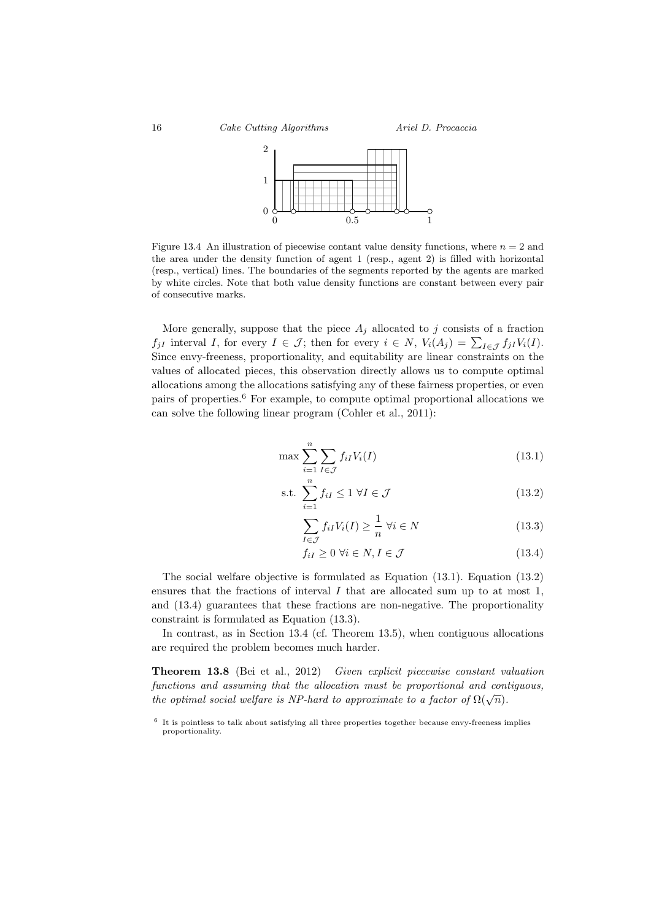Figure 13.4 An illustration of piecewise contant value density functions, where $n = 2$ and the area under the density function of agent 1 (resp., agent 2) is filled with horizontal (resp., vertical) lines. The boundaries of the segments reported by the agents are marked by white circles. Note that both value density functions are constant between every pair of consecutive marks.

More generally, suppose that the piece $A_j$ allocated to $j$ consists of a fraction $f_{jI}$ interval $I$, for every $I \in \mathcal{J}$; then for every $i \in N$, $V_i(A_j) = \sum_{I \in \mathcal{J}} f_{jI} V_i(I)$. Since envy-freeness, proportionality, and equitability are linear constraints on the values of allocated pieces, this observation directly allows us to compute optimal allocations among the allocations satisfying any of these fairness properties, or even pairs of properties.[6] For example, to compute optimal proportional allocations we can solve the following linear program (Cohler et al., 2011):

$$\max \sum_{i=1}^{n} \sum_{I \in \mathcal{J}} f_{iI} V_i(I) \tag{13.1}$$

$$\text{s.t. } \sum_{i=1}^{n} f_{iI} \leq 1 \ \forall I \in \mathcal{J} \tag{13.2}$$

$$\sum_{I \in \mathcal{J}} f_{iI} V_i(I) \geq \frac{1}{n} \ \forall i \in N \tag{13.3}$$

$$f_{iI} \geq 0 \ \forall i \in N, I \in \mathcal{J} \tag{13.4}$$

The social welfare objective is formulated as Equation (13.1). Equation (13.2) ensures that the fractions of interval $I$ that are allocated sum up to at most 1, and (13.4) guarantees that these fractions are non-negative. The proportionality constraint is formulated as Equation (13.3).

In contrast, as in Section 13.4 (cf. Theorem 13.5), when contiguous allocations are required the problem becomes much harder.

**Theorem 13.8** (Bei et al., 2012) *Given explicit piecewise constant valuation functions and assuming that the allocation must be proportional and contiguous, the optimal social welfare is NP-hard to approximate to a factor of $\Omega(\sqrt{n})$.*

[6] It is pointless to talk about satisfying all three properties together because envy-freeness implies proportionality.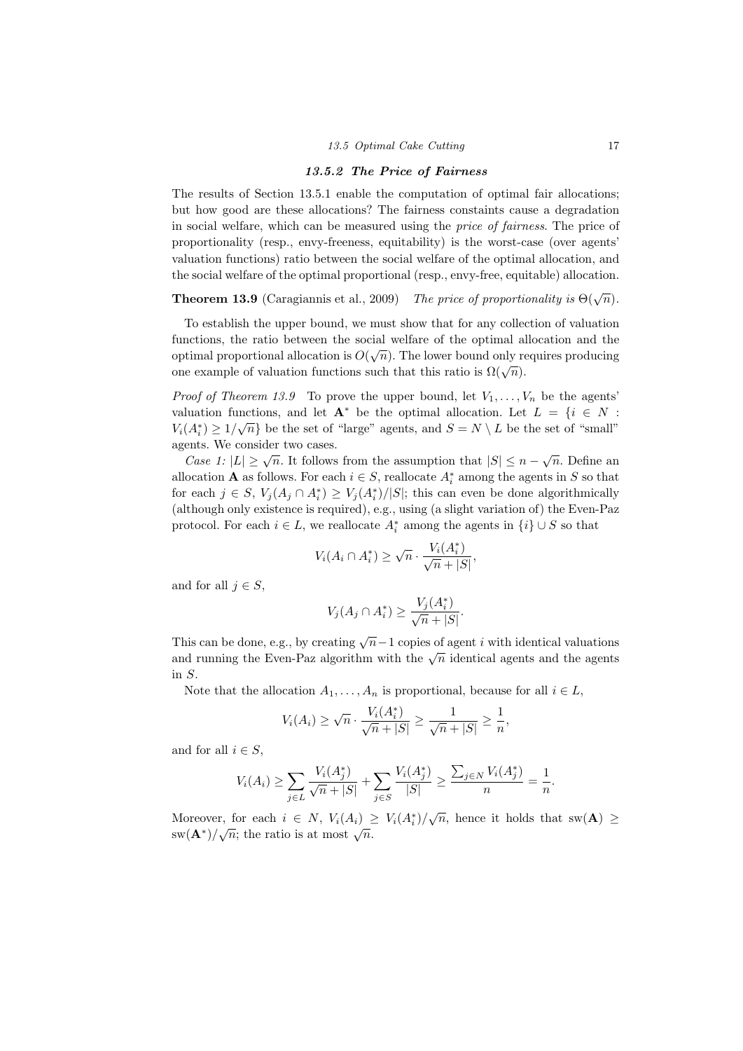### 13.5.2 The Price of Fairness

The results of Section 13.5.1 enable the computation of optimal fair allocations; but how good are these allocations? The fairness constaints cause a degradation in social welfare, which can be measured using the *price of fairness*. The price of proportionality (resp., envy-freeness, equitability) is the worst-case (over agents' valuation functions) ratio between the social welfare of the optimal allocation, and the social welfare of the optimal proportional (resp., envy-free, equitable) allocation.

**Theorem 13.9** (Caragiannis et al., 2009) *The price of proportionality is* $\Theta(\sqrt{n})$.

To establish the upper bound, we must show that for any collection of valuation functions, the ratio between the social welfare of the optimal allocation and the optimal proportional allocation is $O(\sqrt{n})$. The lower bound only requires producing one example of valuation functions such that this ratio is $\Omega(\sqrt{n})$.

*Proof of Theorem 13.9* To prove the upper bound, let $V_1, \ldots, V_n$ be the agents' valuation functions, and let $\mathbf{A}^*$ be the optimal allocation. Let $L = \{i \in N : V_i(A_i^*) \geq 1/\sqrt{n}\}$ be the set of "large" agents, and $S = N \setminus L$ be the set of "small" agents. We consider two cases.

*Case 1:* $|L| \geq \sqrt{n}$. It follows from the assumption that $|S| \leq n - \sqrt{n}$. Define an allocation $\mathbf{A}$ as follows. For each $i \in S$, reallocate $A_i^*$ among the agents in $S$ so that for each $j \in S$, $V_j(A_j \cap A_i^*) \geq V_j(A_i^*)/|S|$; this can even be done algorithmically (although only existence is required), e.g., using (a slight variation of) the Even-Paz protocol. For each $i \in L$, we reallocate $A_i^*$ among the agents in $\{i\} \cup S$ so that

$$V_i(A_i \cap A_i^*) \geq \sqrt{n} \cdot \frac{V_i(A_i^*)}{\sqrt{n} + |S|},$$

and for all $j \in S$,

$$V_j(A_j \cap A_i^*) \geq \frac{V_j(A_i^*)}{\sqrt{n} + |S|}.$$

This can be done, e.g., by creating $\sqrt{n} - 1$ copies of agent $i$ with identical valuations and running the Even-Paz algorithm with the $\sqrt{n}$ identical agents and the agents in $S$.

Note that the allocation $A_1, \ldots, A_n$ is proportional, because for all $i \in L$,

$$V_i(A_i) \geq \sqrt{n} \cdot \frac{V_i(A_i^*)}{\sqrt{n} + |S|} \geq \frac{1}{\sqrt{n} + |S|} \geq \frac{1}{n},$$

and for all $i \in S$,

$$V_i(A_i) \geq \sum_{j \in L} \frac{V_i(A_j^*)}{\sqrt{n} + |S|} + \sum_{j \in S} \frac{V_i(A_j^*)}{|S|} \geq \frac{\sum_{j \in N} V_i(A_j^*)}{n} = \frac{1}{n}.$$

Moreover, for each $i \in N$, $V_i(A_i) \geq V_i(A_i^*)/\sqrt{n}$, hence it holds that $\text{sw}(\mathbf{A}) \geq \text{sw}(\mathbf{A}^*)/\sqrt{n}$; the ratio is at most $\sqrt{n}$.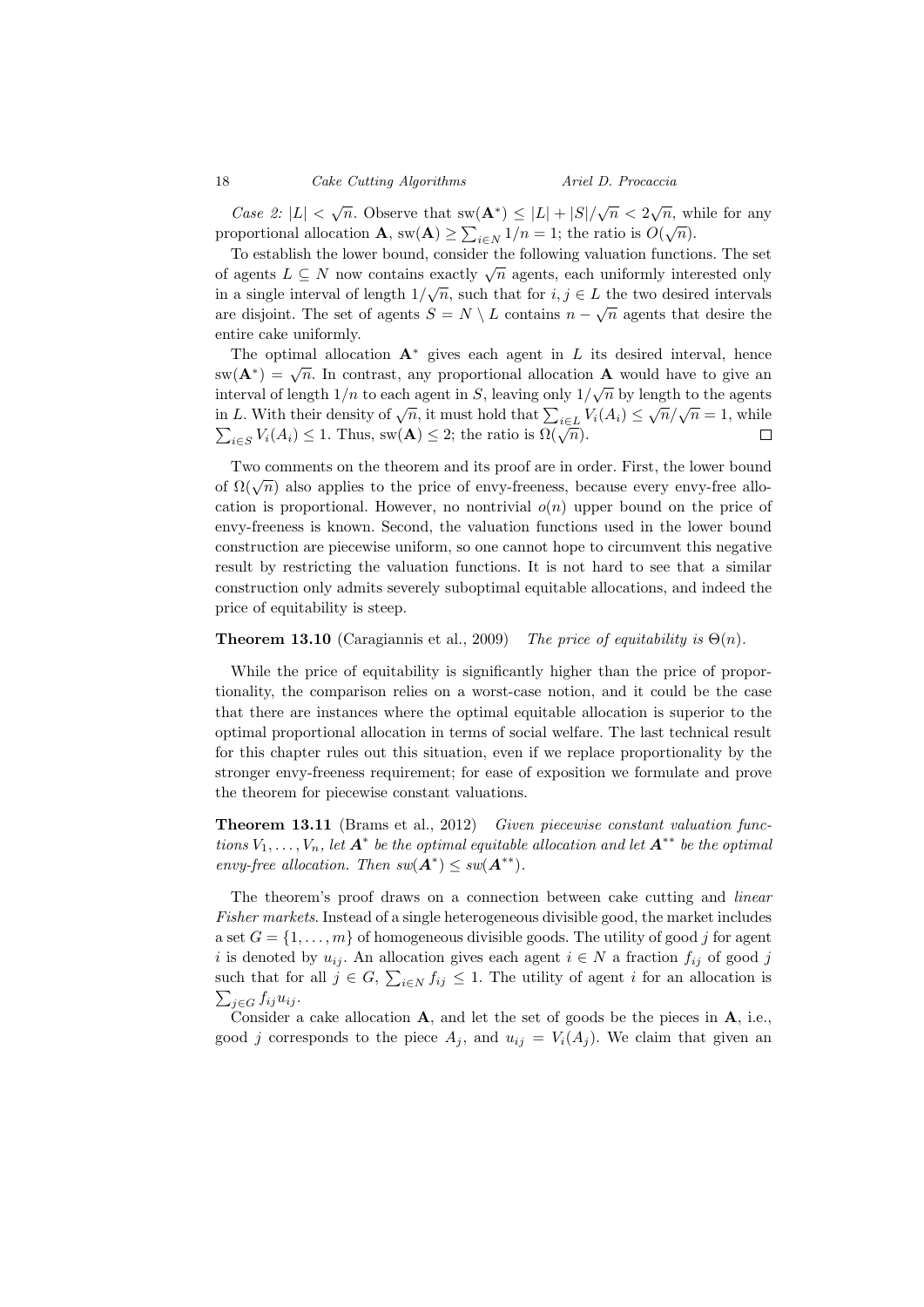*Case 2:* $|L| < \sqrt{n}$. Observe that $\text{sw}(\mathbf{A}^*) \leq |L| + |S|/\sqrt{n} < 2\sqrt{n}$, while for any proportional allocation $\mathbf{A}$, $\text{sw}(\mathbf{A}) \geq \sum_{i \in N} 1/n = 1$; the ratio is $O(\sqrt{n})$.

To establish the lower bound, consider the following valuation functions. The set of agents $L \subseteq N$ now contains exactly $\sqrt{n}$ agents, each uniformly interested only in a single interval of length $1/\sqrt{n}$, such that for $i, j \in L$ the two desired intervals are disjoint. The set of agents $S = N \setminus L$ contains $n - \sqrt{n}$ agents that desire the entire cake uniformly.

The optimal allocation $\mathbf{A}^*$ gives each agent in $L$ its desired interval, hence $\text{sw}(\mathbf{A}^*) = \sqrt{n}$. In contrast, any proportional allocation $\mathbf{A}$ would have to give an interval of length $1/n$ to each agent in $S$, leaving only $1/\sqrt{n}$ by length to the agents in $L$. With their density of $\sqrt{n}$, it must hold that $\sum_{i \in L} V_i(A_i) \leq \sqrt{n}/\sqrt{n} = 1$, while $\sum_{i \in S} V_i(A_i) \leq 1$. Thus, $\text{sw}(\mathbf{A}) \leq 2$; the ratio is $\Omega(\sqrt{n})$. □

Two comments on the theorem and its proof are in order. First, the lower bound of $\Omega(\sqrt{n})$ also applies to the price of envy-freeness, because every envy-free allocation is proportional. However, no nontrivial $o(n)$ upper bound on the price of envy-freeness is known. Second, the valuation functions used in the lower bound construction are piecewise uniform, so one cannot hope to circumvent this negative result by restricting the valuation functions. It is not hard to see that a similar construction only admits severely suboptimal equitable allocations, and indeed the price of equitability is steep.

**Theorem 13.10** (Caragiannis et al., 2009) *The price of equitability is $\Theta(n)$.*

While the price of equitability is significantly higher than the price of proportionality, the comparison relies on a worst-case notion, and it could be the case that there are instances where the optimal equitable allocation is superior to the optimal proportional allocation in terms of social welfare. The last technical result for this chapter rules out this situation, even if we replace proportionality by the stronger envy-freeness requirement; for ease of exposition we formulate and prove the theorem for piecewise constant valuations.

**Theorem 13.11** (Brams et al., 2012) *Given piecewise constant valuation functions $V_1, \ldots, V_n$, let $\mathbf{A}^*$ be the optimal equitable allocation and let $\mathbf{A}^{**}$ be the optimal envy-free allocation. Then $sw(\mathbf{A}^*) \leq sw(\mathbf{A}^{**})$.*

The theorem's proof draws on a connection between cake cutting and *linear Fisher markets*. Instead of a single heterogeneous divisible good, the market includes a set $G = \{1, \ldots, m\}$ of homogeneous divisible goods. The utility of good $j$ for agent $i$ is denoted by $u_{ij}$. An allocation gives each agent $i \in N$ a fraction $f_{ij}$ of good $j$ such that for all $j \in G$, $\sum_{i \in N} f_{ij} \leq 1$. The utility of agent $i$ for an allocation is $\sum_{j \in G} f_{ij} u_{ij}$.

Consider a cake allocation $\mathbf{A}$, and let the set of goods be the pieces in $\mathbf{A}$, i.e., good $j$ corresponds to the piece $A_j$, and $u_{ij} = V_i(A_j)$. We claim that given an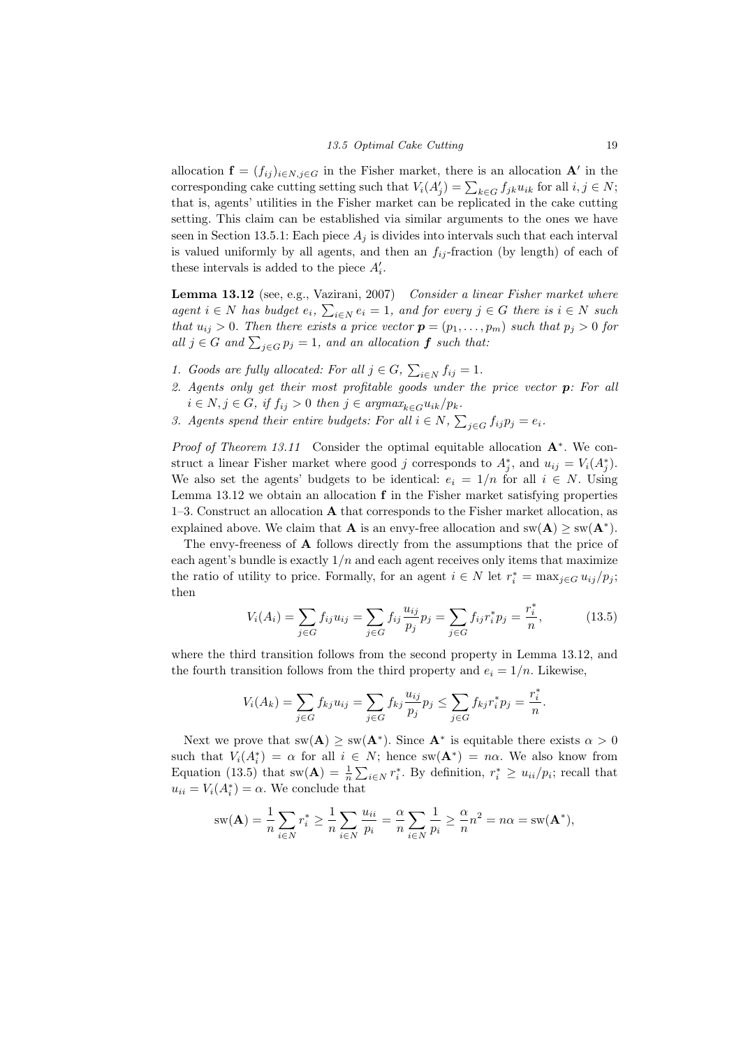allocation $\mathbf{f} = (f_{ij})_{i \in N, j \in G}$ in the Fisher market, there is an allocation $\mathbf{A}'$ in the corresponding cake cutting setting such that $V_i(A'_j) = \sum_{k \in G} f_{jk} u_{ik}$ for all $i, j \in N$; that is, agents' utilities in the Fisher market can be replicated in the cake cutting setting. This claim can be established via similar arguments to the ones we have seen in Section 13.5.1: Each piece $A_j$ is divides into intervals such that each interval is valued uniformly by all agents, and then an $f_{ij}$-fraction (by length) of each of these intervals is added to the piece $A'_i$.

**Lemma 13.12** (see, e.g., Vazirani, 2007) *Consider a linear Fisher market where agent $i \in N$ has budget $e_i$, $\sum_{i \in N} e_i = 1$, and for every $j \in G$ there is $i \in N$ such that $u_{ij} > 0$. Then there exists a price vector $\boldsymbol{p} = (p_1, \ldots, p_m)$ such that $p_j > 0$ for all $j \in G$ and $\sum_{j \in G} p_j = 1$, and an allocation $\boldsymbol{f}$ such that:*

1. *Goods are fully allocated: For all $j \in G$, $\sum_{i \in N} f_{ij} = 1$.*
2. *Agents only get their most profitable goods under the price vector $\boldsymbol{p}$: For all $i \in N, j \in G$, if $f_{ij} > 0$ then $j \in \mathrm{argmax}_{k \in G} u_{ik}/p_k$.*
3. *Agents spend their entire budgets: For all $i \in N$, $\sum_{j \in G} f_{ij} p_j = e_i$.*

*Proof of Theorem 13.11* Consider the optimal equitable allocation $\mathbf{A}^*$. We construct a linear Fisher market where good $j$ corresponds to $A^*_j$, and $u_{ij} = V_i(A^*_j)$. We also set the agents' budgets to be identical: $e_i = 1/n$ for all $i \in N$. Using Lemma 13.12 we obtain an allocation $\mathbf{f}$ in the Fisher market satisfying properties 1–3. Construct an allocation $\mathbf{A}$ that corresponds to the Fisher market allocation, as explained above. We claim that $\mathbf{A}$ is an envy-free allocation and $\mathrm{sw}(\mathbf{A}) \geq \mathrm{sw}(\mathbf{A}^*)$.

The envy-freeness of $\mathbf{A}$ follows directly from the assumptions that the price of each agent's bundle is exactly $1/n$ and each agent receives only items that maximize the ratio of utility to price. Formally, for an agent $i \in N$ let $r^*_i = \max_{j \in G} u_{ij}/p_j$; then

$$V_i(A_i) = \sum_{j \in G} f_{ij} u_{ij} = \sum_{j \in G} f_{ij} \frac{u_{ij}}{p_j} p_j = \sum_{j \in G} f_{ij} r^*_i p_j = \frac{r^*_i}{n}, \tag{13.5}$$

where the third transition follows from the second property in Lemma 13.12, and the fourth transition follows from the third property and $e_i = 1/n$. Likewise,

$$V_i(A_k) = \sum_{j \in G} f_{kj} u_{ij} = \sum_{j \in G} f_{kj} \frac{u_{ij}}{p_j} p_j \leq \sum_{j \in G} f_{kj} r^*_i p_j = \frac{r^*_i}{n}.$$

Next we prove that $\mathrm{sw}(\mathbf{A}) \geq \mathrm{sw}(\mathbf{A}^*)$. Since $\mathbf{A}^*$ is equitable there exists $\alpha > 0$ such that $V_i(A^*_i) = \alpha$ for all $i \in N$; hence $\mathrm{sw}(\mathbf{A}^*) = n\alpha$. We also know from Equation (13.5) that $\mathrm{sw}(\mathbf{A}) = \frac{1}{n} \sum_{i \in N} r^*_i$. By definition, $r^*_i \geq u_{ii}/p_i$; recall that $u_{ii} = V_i(A^*_i) = \alpha$. We conclude that

$$\mathrm{sw}(\mathbf{A}) = \frac{1}{n} \sum_{i \in N} r^*_i \geq \frac{1}{n} \sum_{i \in N} \frac{u_{ii}}{p_i} = \frac{\alpha}{n} \sum_{i \in N} \frac{1}{p_i} \geq \frac{\alpha}{n} n^2 = n\alpha = \mathrm{sw}(\mathbf{A}^*),$$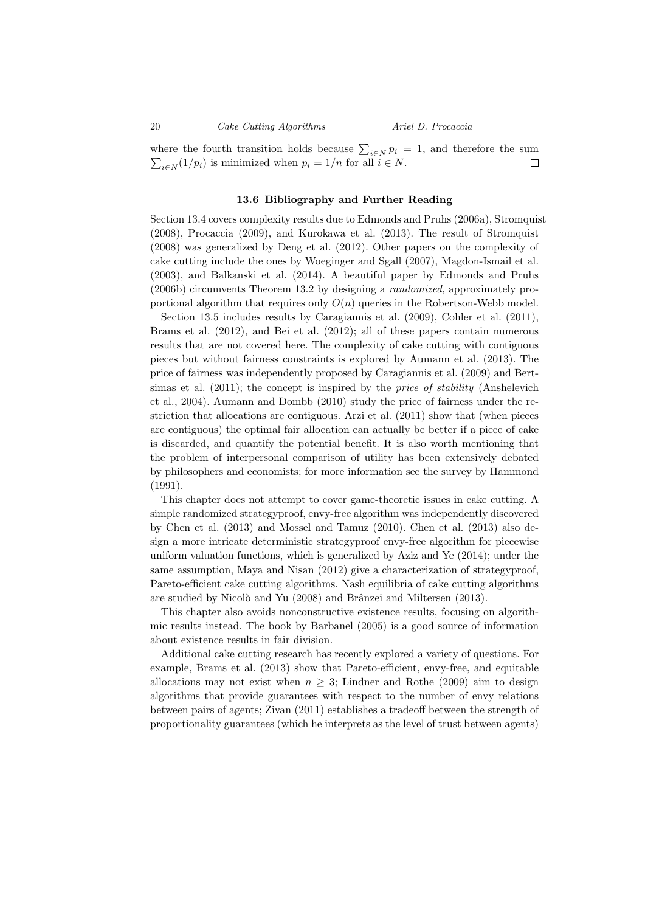where the fourth transition holds because $\sum_{i \in N} p_i = 1$, and therefore the sum $\sum_{i \in N}(1/p_i)$ is minimized when $p_i = 1/n$ for all $i \in N$. □

### 13.6 Bibliography and Further Reading

Section 13.4 covers complexity results due to Edmonds and Pruhs (2006a), Stromquist (2008), Procaccia (2009), and Kurokawa et al. (2013). The result of Stromquist (2008) was generalized by Deng et al. (2012). Other papers on the complexity of cake cutting include the ones by Woeginger and Sgall (2007), Magdon-Ismail et al. (2003), and Balkanski et al. (2014). A beautiful paper by Edmonds and Pruhs (2006b) circumvents Theorem 13.2 by designing a *randomized*, approximately proportional algorithm that requires only $O(n)$ queries in the Robertson-Webb model.

Section 13.5 includes results by Caragiannis et al. (2009), Cohler et al. (2011), Brams et al. (2012), and Bei et al. (2012); all of these papers contain numerous results that are not covered here. The complexity of cake cutting with contiguous pieces but without fairness constraints is explored by Aumann et al. (2013). The price of fairness was independently proposed by Caragiannis et al. (2009) and Bertsimas et al. (2011); the concept is inspired by the *price of stability* (Anshelevich et al., 2004). Aumann and Dombb (2010) study the price of fairness under the restriction that allocations are contiguous. Arzi et al. (2011) show that (when pieces are contiguous) the optimal fair allocation can actually be better if a piece of cake is discarded, and quantify the potential benefit. It is also worth mentioning that the problem of interpersonal comparison of utility has been extensively debated by philosophers and economists; for more information see the survey by Hammond (1991).

This chapter does not attempt to cover game-theoretic issues in cake cutting. A simple randomized strategyproof, envy-free algorithm was independently discovered by Chen et al. (2013) and Mossel and Tamuz (2010). Chen et al. (2013) also design a more intricate deterministic strategyproof envy-free algorithm for piecewise uniform valuation functions, which is generalized by Aziz and Ye (2014); under the same assumption, Maya and Nisan (2012) give a characterization of strategyproof, Pareto-efficient cake cutting algorithms. Nash equilibria of cake cutting algorithms are studied by Nicolò and Yu (2008) and Brânzei and Miltersen (2013).

This chapter also avoids nonconstructive existence results, focusing on algorithmic results instead. The book by Barbanel (2005) is a good source of information about existence results in fair division.

Additional cake cutting research has recently explored a variety of questions. For example, Brams et al. (2013) show that Pareto-efficient, envy-free, and equitable allocations may not exist when $n \geq 3$; Lindner and Rothe (2009) aim to design algorithms that provide guarantees with respect to the number of envy relations between pairs of agents; Zivan (2011) establishes a tradeoff between the strength of proportionality guarantees (which he interprets as the level of trust between agents)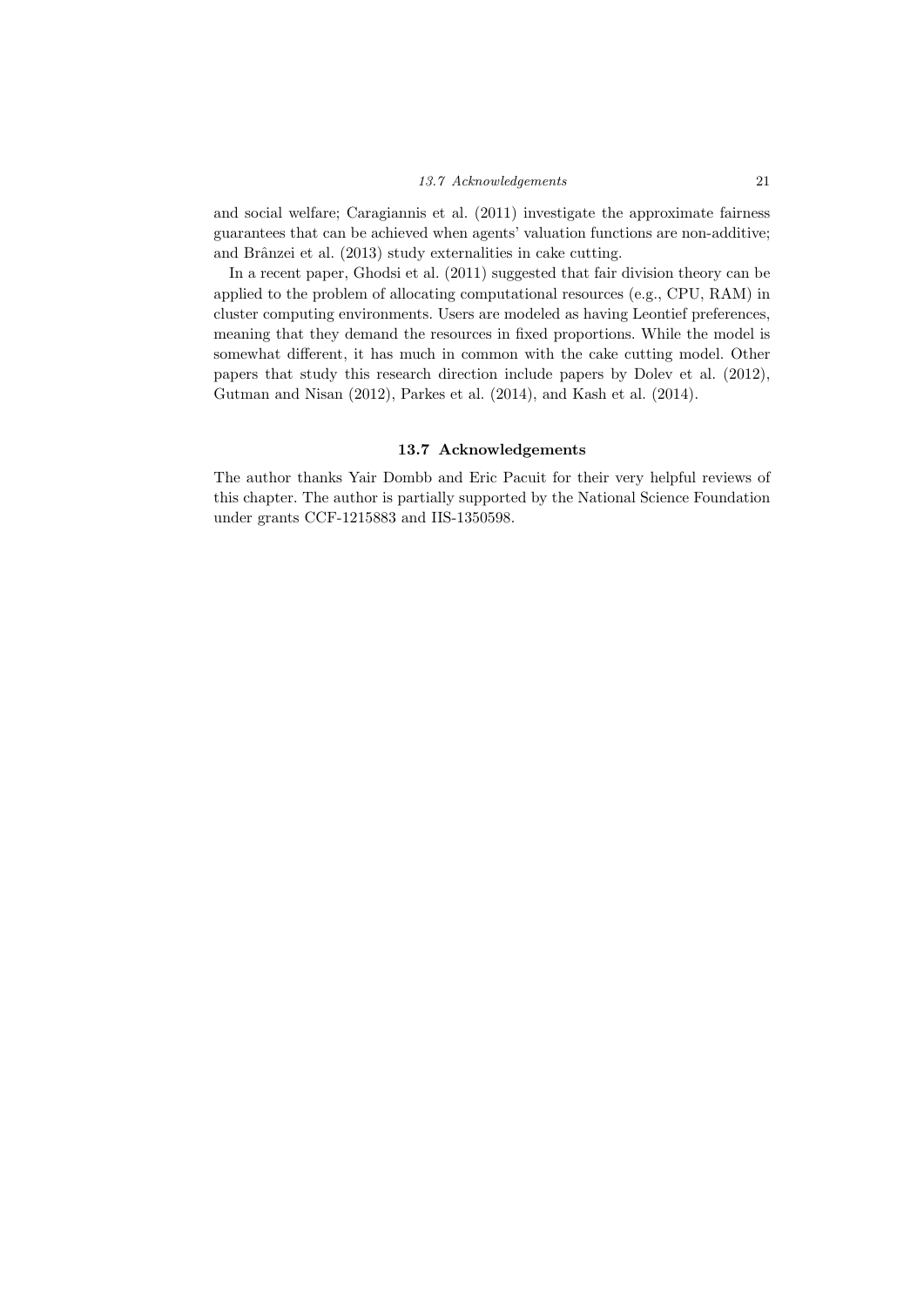and social welfare; Caragiannis et al. (2011) investigate the approximate fairness guarantees that can be achieved when agents' valuation functions are non-additive; and Brânzei et al. (2013) study externalities in cake cutting.

In a recent paper, Ghodsi et al. (2011) suggested that fair division theory can be applied to the problem of allocating computational resources (e.g., CPU, RAM) in cluster computing environments. Users are modeled as having Leontief preferences, meaning that they demand the resources in fixed proportions. While the model is somewhat different, it has much in common with the cake cutting model. Other papers that study this research direction include papers by Dolev et al. (2012), Gutman and Nisan (2012), Parkes et al. (2014), and Kash et al. (2014).

## 13.7 Acknowledgements

The author thanks Yair Dombb and Eric Pacuit for their very helpful reviews of this chapter. The author is partially supported by the National Science Foundation under grants CCF-1215883 and IIS-1350598.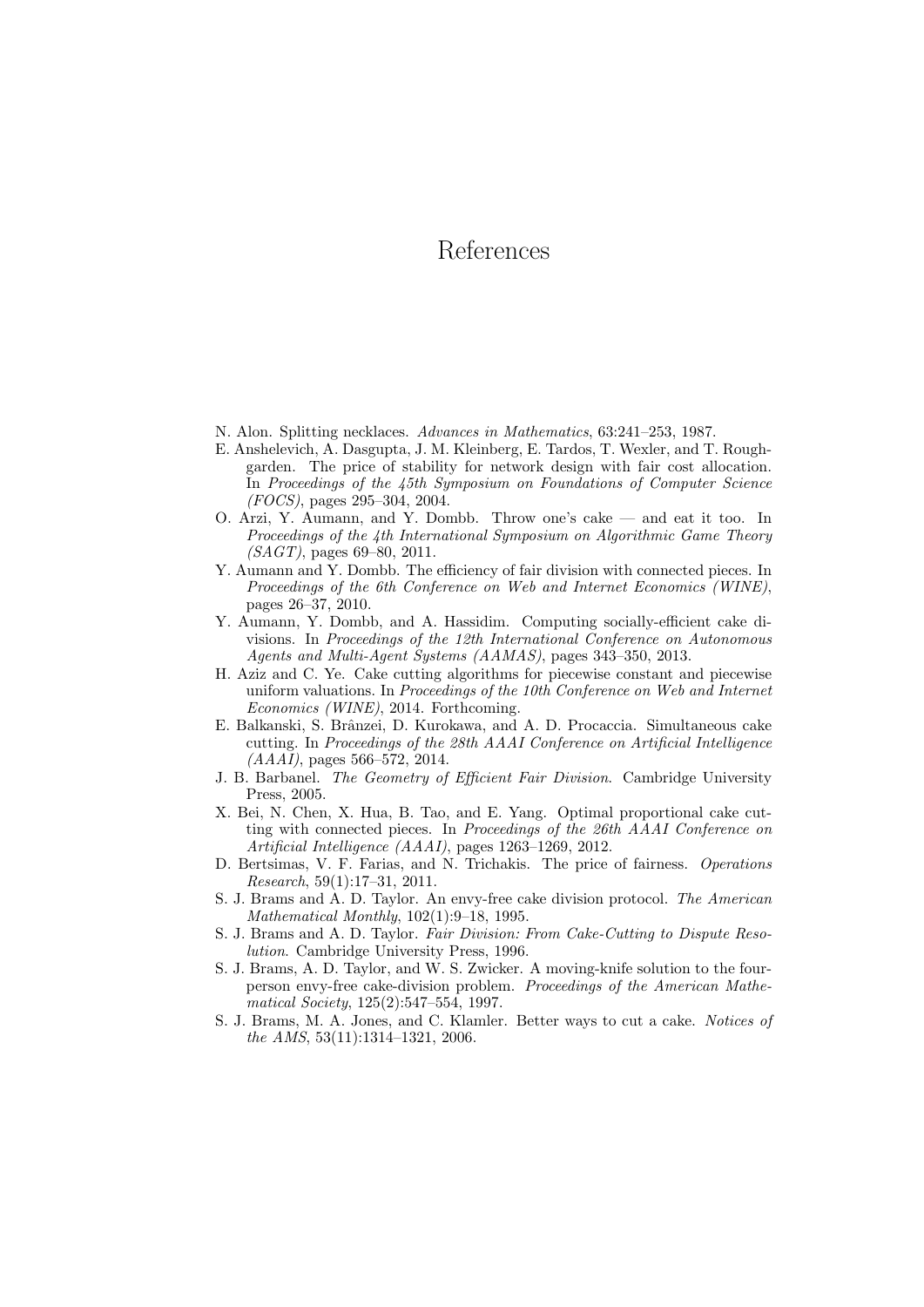# References

N. Alon. Splitting necklaces. *Advances in Mathematics*, 63:241–253, 1987.

E. Anshelevich, A. Dasgupta, J. M. Kleinberg, E. Tardos, T. Wexler, and T. Roughgarden. The price of stability for network design with fair cost allocation. In *Proceedings of the 45th Symposium on Foundations of Computer Science (FOCS)*, pages 295–304, 2004.

O. Arzi, Y. Aumann, and Y. Dombb. Throw one's cake — and eat it too. In *Proceedings of the 4th International Symposium on Algorithmic Game Theory (SAGT)*, pages 69–80, 2011.

Y. Aumann and Y. Dombb. The efficiency of fair division with connected pieces. In *Proceedings of the 6th Conference on Web and Internet Economics (WINE)*, pages 26–37, 2010.

Y. Aumann, Y. Dombb, and A. Hassidim. Computing socially-efficient cake divisions. In *Proceedings of the 12th International Conference on Autonomous Agents and Multi-Agent Systems (AAMAS)*, pages 343–350, 2013.

H. Aziz and C. Ye. Cake cutting algorithms for piecewise constant and piecewise uniform valuations. In *Proceedings of the 10th Conference on Web and Internet Economics (WINE)*, 2014. Forthcoming.

E. Balkanski, S. Brânzei, D. Kurokawa, and A. D. Procaccia. Simultaneous cake cutting. In *Proceedings of the 28th AAAI Conference on Artificial Intelligence (AAAI)*, pages 566–572, 2014.

J. B. Barbanel. *The Geometry of Efficient Fair Division*. Cambridge University Press, 2005.

X. Bei, N. Chen, X. Hua, B. Tao, and E. Yang. Optimal proportional cake cutting with connected pieces. In *Proceedings of the 26th AAAI Conference on Artificial Intelligence (AAAI)*, pages 1263–1269, 2012.

D. Bertsimas, V. F. Farias, and N. Trichakis. The price of fairness. *Operations Research*, 59(1):17–31, 2011.

S. J. Brams and A. D. Taylor. An envy-free cake division protocol. *The American Mathematical Monthly*, 102(1):9–18, 1995.

S. J. Brams and A. D. Taylor. *Fair Division: From Cake-Cutting to Dispute Resolution*. Cambridge University Press, 1996.

S. J. Brams, A. D. Taylor, and W. S. Zwicker. A moving-knife solution to the four-person envy-free cake-division problem. *Proceedings of the American Mathematical Society*, 125(2):547–554, 1997.

S. J. Brams, M. A. Jones, and C. Klamler. Better ways to cut a cake. *Notices of the AMS*, 53(11):1314–1321, 2006.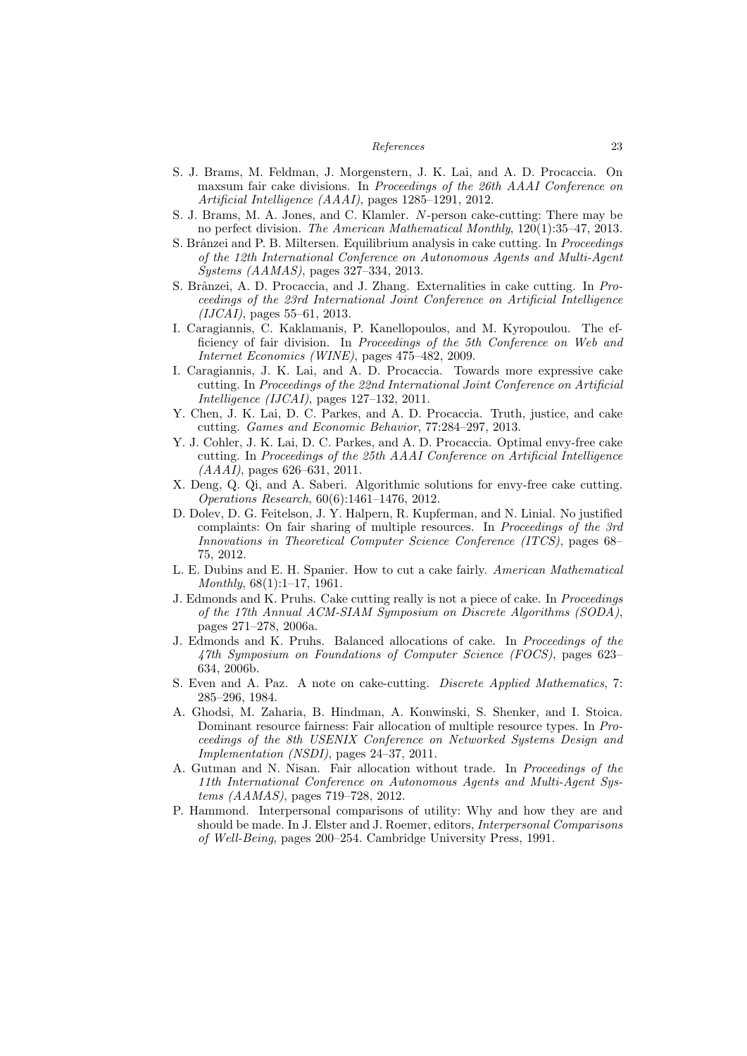S. J. Brams, M. Feldman, J. Morgenstern, J. K. Lai, and A. D. Procaccia. On maxsum fair cake divisions. In *Proceedings of the 26th AAAI Conference on Artificial Intelligence (AAAI)*, pages 1285–1291, 2012.

S. J. Brams, M. A. Jones, and C. Klamler. $N$-person cake-cutting: There may be no perfect division. *The American Mathematical Monthly*, 120(1):35–47, 2013.

S. Brânzei and P. B. Miltersen. Equilibrium analysis in cake cutting. In *Proceedings of the 12th International Conference on Autonomous Agents and Multi-Agent Systems (AAMAS)*, pages 327–334, 2013.

S. Brânzei, A. D. Procaccia, and J. Zhang. Externalities in cake cutting. In *Proceedings of the 23rd International Joint Conference on Artificial Intelligence (IJCAI)*, pages 55–61, 2013.

I. Caragiannis, C. Kaklamanis, P. Kanellopoulos, and M. Kyropoulou. The efficiency of fair division. In *Proceedings of the 5th Conference on Web and Internet Economics (WINE)*, pages 475–482, 2009.

I. Caragiannis, J. K. Lai, and A. D. Procaccia. Towards more expressive cake cutting. In *Proceedings of the 22nd International Joint Conference on Artificial Intelligence (IJCAI)*, pages 127–132, 2011.

Y. Chen, J. K. Lai, D. C. Parkes, and A. D. Procaccia. Truth, justice, and cake cutting. *Games and Economic Behavior*, 77:284–297, 2013.

Y. J. Cohler, J. K. Lai, D. C. Parkes, and A. D. Procaccia. Optimal envy-free cake cutting. In *Proceedings of the 25th AAAI Conference on Artificial Intelligence (AAAI)*, pages 626–631, 2011.

X. Deng, Q. Qi, and A. Saberi. Algorithmic solutions for envy-free cake cutting. *Operations Research*, 60(6):1461–1476, 2012.

D. Dolev, D. G. Feitelson, J. Y. Halpern, R. Kupferman, and N. Linial. No justified complaints: On fair sharing of multiple resources. In *Proceedings of the 3rd Innovations in Theoretical Computer Science Conference (ITCS)*, pages 68–75, 2012.

L. E. Dubins and E. H. Spanier. How to cut a cake fairly. *American Mathematical Monthly*, 68(1):1–17, 1961.

J. Edmonds and K. Pruhs. Cake cutting really is not a piece of cake. In *Proceedings of the 17th Annual ACM-SIAM Symposium on Discrete Algorithms (SODA)*, pages 271–278, 2006a.

J. Edmonds and K. Pruhs. Balanced allocations of cake. In *Proceedings of the 47th Symposium on Foundations of Computer Science (FOCS)*, pages 623–634, 2006b.

S. Even and A. Paz. A note on cake-cutting. *Discrete Applied Mathematics*, 7: 285–296, 1984.

A. Ghodsi, M. Zaharia, B. Hindman, A. Konwinski, S. Shenker, and I. Stoica. Dominant resource fairness: Fair allocation of multiple resource types. In *Proceedings of the 8th USENIX Conference on Networked Systems Design and Implementation (NSDI)*, pages 24–37, 2011.

A. Gutman and N. Nisan. Fair allocation without trade. In *Proceedings of the 11th International Conference on Autonomous Agents and Multi-Agent Systems (AAMAS)*, pages 719–728, 2012.

P. Hammond. Interpersonal comparisons of utility: Why and how they are and should be made. In J. Elster and J. Roemer, editors, *Interpersonal Comparisons of Well-Being*, pages 200–254. Cambridge University Press, 1991.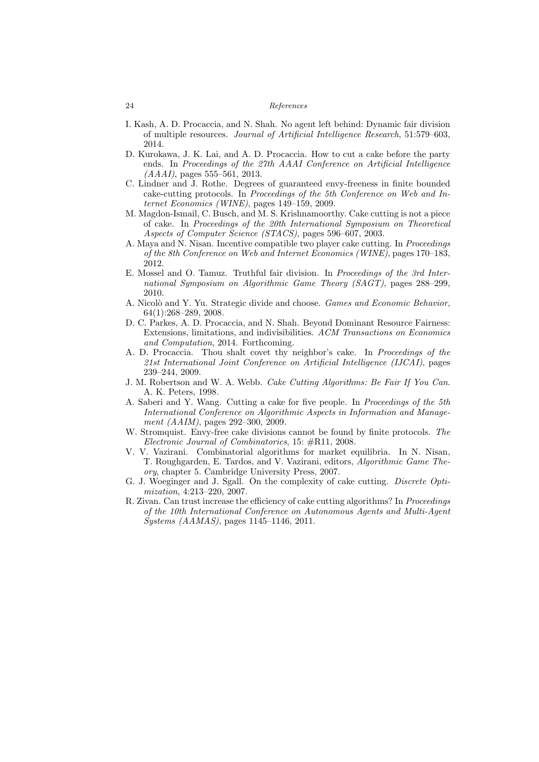- I. Kash, A. D. Procaccia, and N. Shah. No agent left behind: Dynamic fair division of multiple resources. *Journal of Artificial Intelligence Research*, 51:579–603, 2014.
- D. Kurokawa, J. K. Lai, and A. D. Procaccia. How to cut a cake before the party ends. In *Proceedings of the 27th AAAI Conference on Artificial Intelligence (AAAI)*, pages 555–561, 2013.
- C. Lindner and J. Rothe. Degrees of guaranteed envy-freeness in finite bounded cake-cutting protocols. In *Proceedings of the 5th Conference on Web and Internet Economics (WINE)*, pages 149–159, 2009.
- M. Magdon-Ismail, C. Busch, and M. S. Krishnamoorthy. Cake cutting is not a piece of cake. In *Proceedings of the 20th International Symposium on Theoretical Aspects of Computer Science (STACS)*, pages 596–607, 2003.
- A. Maya and N. Nisan. Incentive compatible two player cake cutting. In *Proceedings of the 8th Conference on Web and Internet Economics (WINE)*, pages 170–183, 2012.
- E. Mossel and O. Tamuz. Truthful fair division. In *Proceedings of the 3rd International Symposium on Algorithmic Game Theory (SAGT)*, pages 288–299, 2010.
- A. Nicolò and Y. Yu. Strategic divide and choose. *Games and Economic Behavior*, 64(1):268–289, 2008.
- D. C. Parkes, A. D. Procaccia, and N. Shah. Beyond Dominant Resource Fairness: Extensions, limitations, and indivisibilities. *ACM Transactions on Economics and Computation*, 2014. Forthcoming.
- A. D. Procaccia. Thou shalt covet thy neighbor's cake. In *Proceedings of the 21st International Joint Conference on Artificial Intelligence (IJCAI)*, pages 239–244, 2009.
- J. M. Robertson and W. A. Webb. *Cake Cutting Algorithms: Be Fair If You Can*. A. K. Peters, 1998.
- A. Saberi and Y. Wang. Cutting a cake for five people. In *Proceedings of the 5th International Conference on Algorithmic Aspects in Information and Management (AAIM)*, pages 292–300, 2009.
- W. Stromquist. Envy-free cake divisions cannot be found by finite protocols. *The Electronic Journal of Combinatorics*, 15: #R11, 2008.
- V. V. Vazirani. Combinatorial algorithms for market equilibria. In N. Nisan, T. Roughgarden, E. Tardos, and V. Vazirani, editors, *Algorithmic Game Theory*, chapter 5. Cambridge University Press, 2007.
- G. J. Woeginger and J. Sgall. On the complexity of cake cutting. *Discrete Optimization*, 4:213–220, 2007.
- R. Zivan. Can trust increase the efficiency of cake cutting algorithms? In *Proceedings of the 10th International Conference on Autonomous Agents and Multi-Agent Systems (AAMAS)*, pages 1145–1146, 2011.